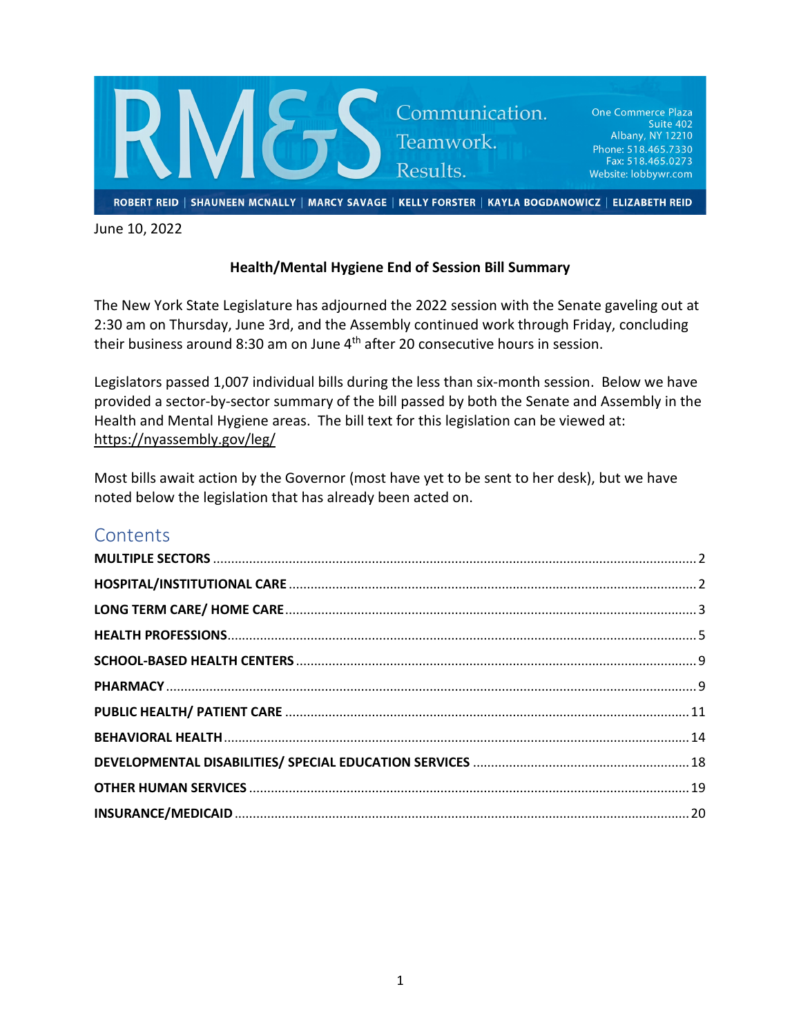RM&S Communication. Teamwork. Results.

One Commerce Plaza
Suite 402
Albany, NY 12210
Phone: 518.465.7330
Fax: 518.465.0273
Website: lobbywr.com

ROBERT REID | SHAUNEEN MCNALLY | MARCY SAVAGE | KELLY FORSTER | KAYLA BOGDANOWICZ | ELIZABETH REID

June 10, 2022

**Health/Mental Hygiene End of Session Bill Summary**

The New York State Legislature has adjourned the 2022 session with the Senate gaveling out at 2:30 am on Thursday, June 3rd, and the Assembly continued work through Friday, concluding their business around 8:30 am on June 4th after 20 consecutive hours in session.

Legislators passed 1,007 individual bills during the less than six-month session. Below we have provided a sector-by-sector summary of the bill passed by both the Senate and Assembly in the Health and Mental Hygiene areas. The bill text for this legislation can be viewed at: https://nyassembly.gov/leg/

Most bills await action by the Governor (most have yet to be sent to her desk), but we have noted below the legislation that has already been acted on.

## Contents

- **MULTIPLE SECTORS** ... 2
- **HOSPITAL/INSTITUTIONAL CARE** ... 2
- **LONG TERM CARE/ HOME CARE** ... 3
- **HEALTH PROFESSIONS** ... 5
- **SCHOOL-BASED HEALTH CENTERS** ... 9
- **PHARMACY** ... 9
- **PUBLIC HEALTH/ PATIENT CARE** ... 11
- **BEHAVIORAL HEALTH** ... 14
- **DEVELOPMENTAL DISABILITIES/ SPECIAL EDUCATION SERVICES** ... 18
- **OTHER HUMAN SERVICES** ... 19
- **INSURANCE/MEDICAID** ... 20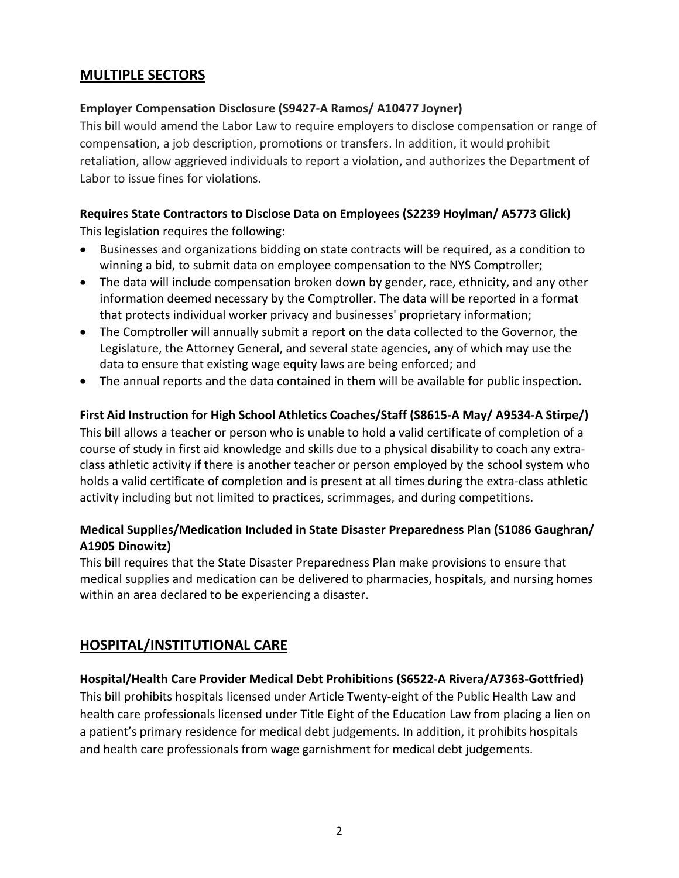## MULTIPLE SECTORS

### Employer Compensation Disclosure (S9427-A Ramos/ A10477 Joyner)

This bill would amend the Labor Law to require employers to disclose compensation or range of compensation, a job description, promotions or transfers. In addition, it would prohibit retaliation, allow aggrieved individuals to report a violation, and authorizes the Department of Labor to issue fines for violations.

### Requires State Contractors to Disclose Data on Employees (S2239 Hoylman/ A5773 Glick)

This legislation requires the following:

- Businesses and organizations bidding on state contracts will be required, as a condition to winning a bid, to submit data on employee compensation to the NYS Comptroller;
- The data will include compensation broken down by gender, race, ethnicity, and any other information deemed necessary by the Comptroller. The data will be reported in a format that protects individual worker privacy and businesses' proprietary information;
- The Comptroller will annually submit a report on the data collected to the Governor, the Legislature, the Attorney General, and several state agencies, any of which may use the data to ensure that existing wage equity laws are being enforced; and
- The annual reports and the data contained in them will be available for public inspection.

### First Aid Instruction for High School Athletics Coaches/Staff (S8615-A May/ A9534-A Stirpe/)

This bill allows a teacher or person who is unable to hold a valid certificate of completion of a course of study in first aid knowledge and skills due to a physical disability to coach any extra-class athletic activity if there is another teacher or person employed by the school system who holds a valid certificate of completion and is present at all times during the extra-class athletic activity including but not limited to practices, scrimmages, and during competitions.

### Medical Supplies/Medication Included in State Disaster Preparedness Plan (S1086 Gaughran/ A1905 Dinowitz)

This bill requires that the State Disaster Preparedness Plan make provisions to ensure that medical supplies and medication can be delivered to pharmacies, hospitals, and nursing homes within an area declared to be experiencing a disaster.

## HOSPITAL/INSTITUTIONAL CARE

### Hospital/Health Care Provider Medical Debt Prohibitions (S6522-A Rivera/A7363-Gottfried)

This bill prohibits hospitals licensed under Article Twenty-eight of the Public Health Law and health care professionals licensed under Title Eight of the Education Law from placing a lien on a patient's primary residence for medical debt judgements. In addition, it prohibits hospitals and health care professionals from wage garnishment for medical debt judgements.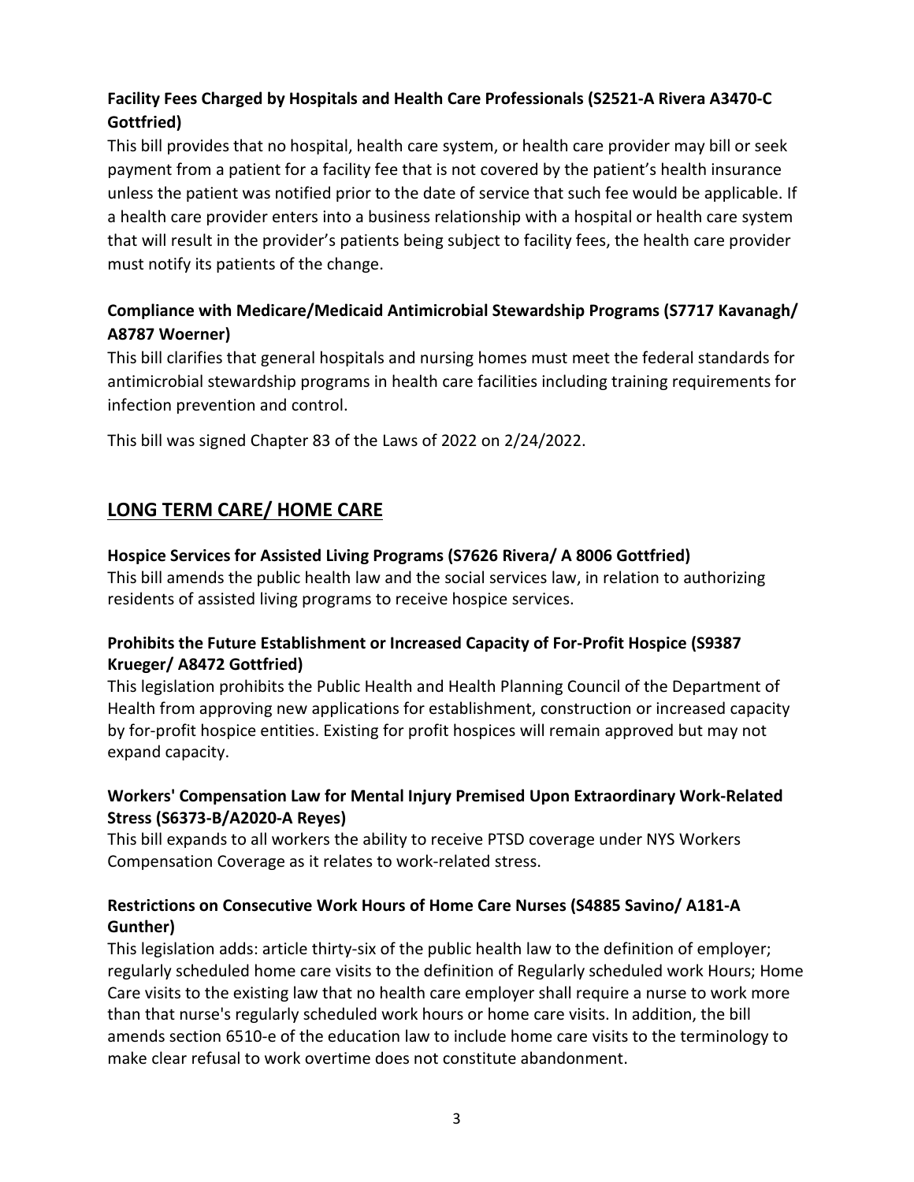**Facility Fees Charged by Hospitals and Health Care Professionals (S2521-A Rivera A3470-C Gottfried)**

This bill provides that no hospital, health care system, or health care provider may bill or seek payment from a patient for a facility fee that is not covered by the patient's health insurance unless the patient was notified prior to the date of service that such fee would be applicable. If a health care provider enters into a business relationship with a hospital or health care system that will result in the provider's patients being subject to facility fees, the health care provider must notify its patients of the change.

**Compliance with Medicare/Medicaid Antimicrobial Stewardship Programs (S7717 Kavanagh/ A8787 Woerner)**

This bill clarifies that general hospitals and nursing homes must meet the federal standards for antimicrobial stewardship programs in health care facilities including training requirements for infection prevention and control.

This bill was signed Chapter 83 of the Laws of 2022 on 2/24/2022.

## LONG TERM CARE/ HOME CARE

**Hospice Services for Assisted Living Programs (S7626 Rivera/ A 8006 Gottfried)**

This bill amends the public health law and the social services law, in relation to authorizing residents of assisted living programs to receive hospice services.

**Prohibits the Future Establishment or Increased Capacity of For-Profit Hospice (S9387 Krueger/ A8472 Gottfried)**

This legislation prohibits the Public Health and Health Planning Council of the Department of Health from approving new applications for establishment, construction or increased capacity by for-profit hospice entities. Existing for profit hospices will remain approved but may not expand capacity.

**Workers' Compensation Law for Mental Injury Premised Upon Extraordinary Work-Related Stress (S6373-B/A2020-A Reyes)**

This bill expands to all workers the ability to receive PTSD coverage under NYS Workers Compensation Coverage as it relates to work-related stress.

**Restrictions on Consecutive Work Hours of Home Care Nurses (S4885 Savino/ A181-A Gunther)**

This legislation adds: article thirty-six of the public health law to the definition of employer; regularly scheduled home care visits to the definition of Regularly scheduled work Hours; Home Care visits to the existing law that no health care employer shall require a nurse to work more than that nurse's regularly scheduled work hours or home care visits. In addition, the bill amends section 6510-e of the education law to include home care visits to the terminology to make clear refusal to work overtime does not constitute abandonment.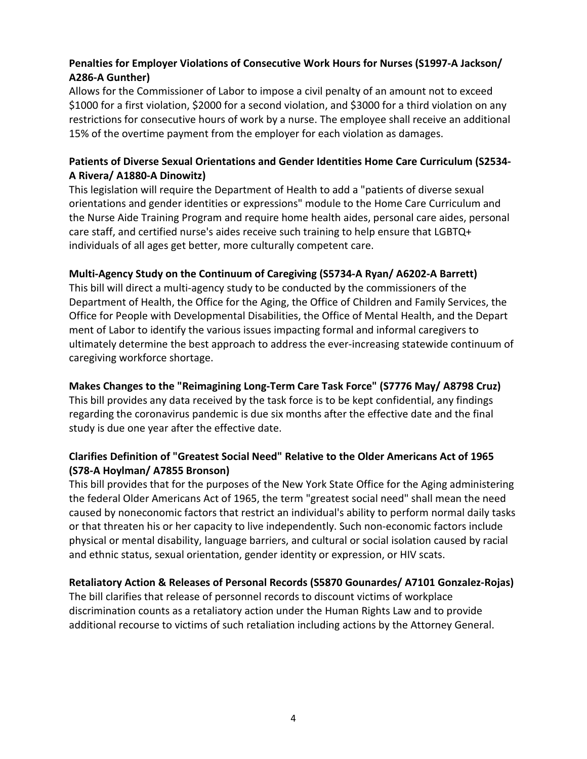**Penalties for Employer Violations of Consecutive Work Hours for Nurses (S1997-A Jackson/ A286-A Gunther)**

Allows for the Commissioner of Labor to impose a civil penalty of an amount not to exceed $1000 for a first violation, $2000 for a second violation, and $3000 for a third violation on any restrictions for consecutive hours of work by a nurse. The employee shall receive an additional 15% of the overtime payment from the employer for each violation as damages.

**Patients of Diverse Sexual Orientations and Gender Identities Home Care Curriculum (S2534-A Rivera/ A1880-A Dinowitz)**

This legislation will require the Department of Health to add a "patients of diverse sexual orientations and gender identities or expressions" module to the Home Care Curriculum and the Nurse Aide Training Program and require home health aides, personal care aides, personal care staff, and certified nurse's aides receive such training to help ensure that LGBTQ+ individuals of all ages get better, more culturally competent care.

**Multi-Agency Study on the Continuum of Caregiving (S5734-A Ryan/ A6202-A Barrett)**

This bill will direct a multi-agency study to be conducted by the commissioners of the Department of Health, the Office for the Aging, the Office of Children and Family Services, the Office for People with Developmental Disabilities, the Office of Mental Health, and the Depart ment of Labor to identify the various issues impacting formal and informal caregivers to ultimately determine the best approach to address the ever-increasing statewide continuum of caregiving workforce shortage.

**Makes Changes to the "Reimagining Long-Term Care Task Force" (S7776 May/ A8798 Cruz)**

This bill provides any data received by the task force is to be kept confidential, any findings regarding the coronavirus pandemic is due six months after the effective date and the final study is due one year after the effective date.

**Clarifies Definition of "Greatest Social Need" Relative to the Older Americans Act of 1965 (S78-A Hoylman/ A7855 Bronson)**

This bill provides that for the purposes of the New York State Office for the Aging administering the federal Older Americans Act of 1965, the term "greatest social need" shall mean the need caused by noneconomic factors that restrict an individual's ability to perform normal daily tasks or that threaten his or her capacity to live independently. Such non-economic factors include physical or mental disability, language barriers, and cultural or social isolation caused by racial and ethnic status, sexual orientation, gender identity or expression, or HIV scats.

**Retaliatory Action & Releases of Personal Records (S5870 Gounardes/ A7101 Gonzalez-Rojas)**

The bill clarifies that release of personnel records to discount victims of workplace discrimination counts as a retaliatory action under the Human Rights Law and to provide additional recourse to victims of such retaliation including actions by the Attorney General.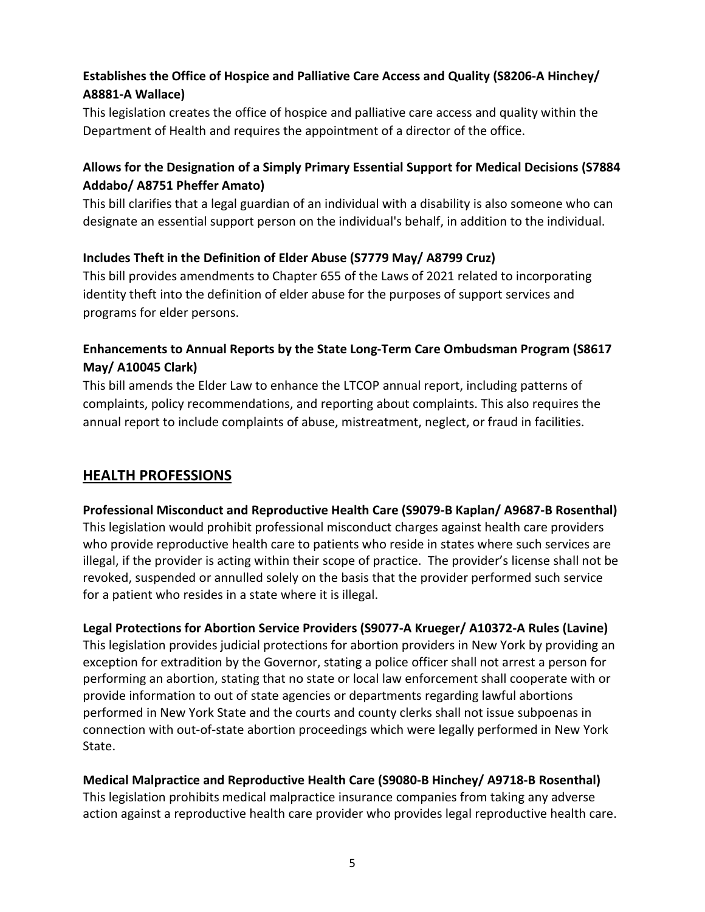**Establishes the Office of Hospice and Palliative Care Access and Quality (S8206-A Hinchey/ A8881-A Wallace)**

This legislation creates the office of hospice and palliative care access and quality within the Department of Health and requires the appointment of a director of the office.

**Allows for the Designation of a Simply Primary Essential Support for Medical Decisions (S7884 Addabo/ A8751 Pheffer Amato)**

This bill clarifies that a legal guardian of an individual with a disability is also someone who can designate an essential support person on the individual's behalf, in addition to the individual.

**Includes Theft in the Definition of Elder Abuse (S7779 May/ A8799 Cruz)**

This bill provides amendments to Chapter 655 of the Laws of 2021 related to incorporating identity theft into the definition of elder abuse for the purposes of support services and programs for elder persons.

**Enhancements to Annual Reports by the State Long-Term Care Ombudsman Program (S8617 May/ A10045 Clark)**

This bill amends the Elder Law to enhance the LTCOP annual report, including patterns of complaints, policy recommendations, and reporting about complaints. This also requires the annual report to include complaints of abuse, mistreatment, neglect, or fraud in facilities.

## HEALTH PROFESSIONS

**Professional Misconduct and Reproductive Health Care (S9079-B Kaplan/ A9687-B Rosenthal)**

This legislation would prohibit professional misconduct charges against health care providers who provide reproductive health care to patients who reside in states where such services are illegal, if the provider is acting within their scope of practice. The provider's license shall not be revoked, suspended or annulled solely on the basis that the provider performed such service for a patient who resides in a state where it is illegal.

**Legal Protections for Abortion Service Providers (S9077-A Krueger/ A10372-A Rules (Lavine)**

This legislation provides judicial protections for abortion providers in New York by providing an exception for extradition by the Governor, stating a police officer shall not arrest a person for performing an abortion, stating that no state or local law enforcement shall cooperate with or provide information to out of state agencies or departments regarding lawful abortions performed in New York State and the courts and county clerks shall not issue subpoenas in connection with out-of-state abortion proceedings which were legally performed in New York State.

**Medical Malpractice and Reproductive Health Care (S9080-B Hinchey/ A9718-B Rosenthal)**

This legislation prohibits medical malpractice insurance companies from taking any adverse action against a reproductive health care provider who provides legal reproductive health care.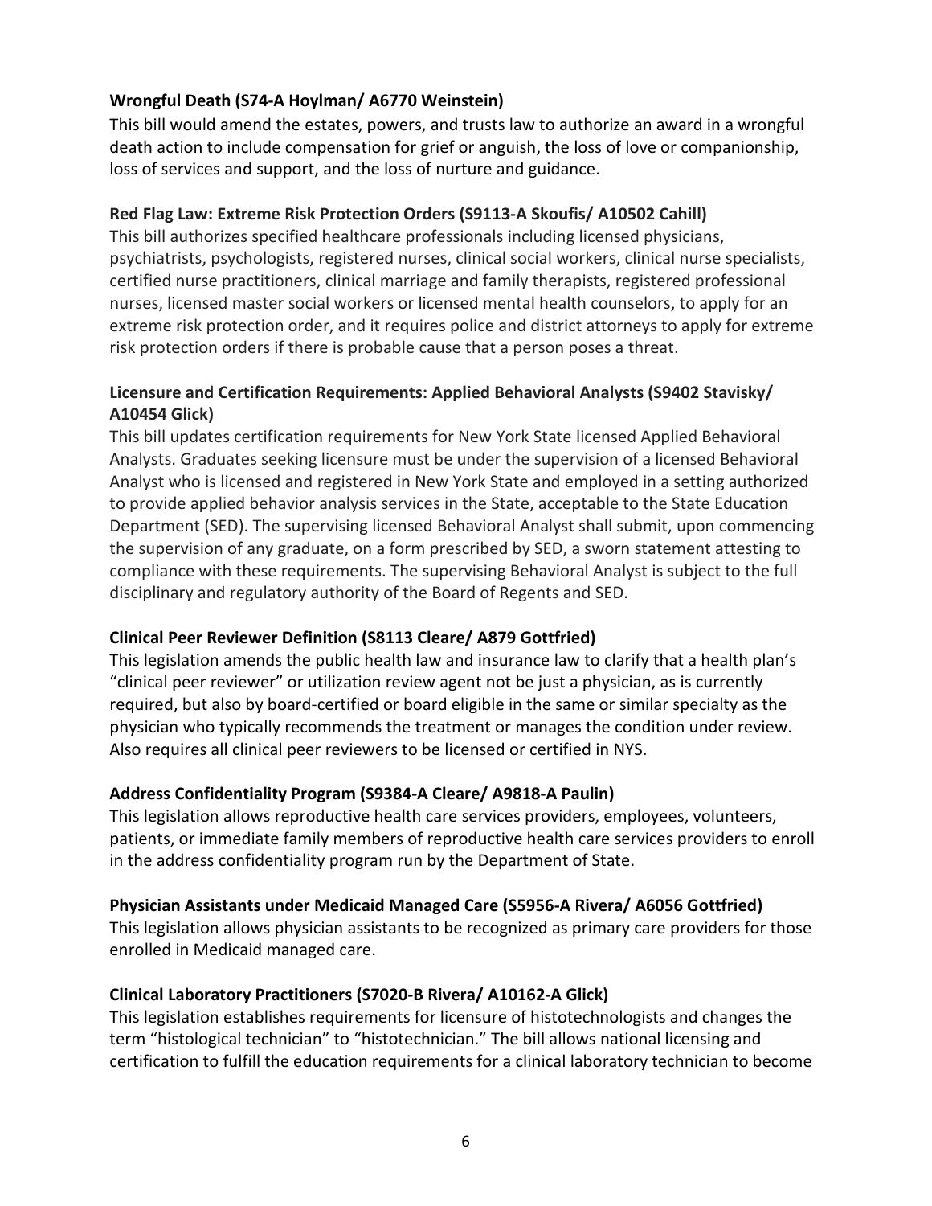**Wrongful Death (S74-A Hoylman/ A6770 Weinstein)**

This bill would amend the estates, powers, and trusts law to authorize an award in a wrongful death action to include compensation for grief or anguish, the loss of love or companionship, loss of services and support, and the loss of nurture and guidance.

**Red Flag Law: Extreme Risk Protection Orders (S9113-A Skoufis/ A10502 Cahill)**

This bill authorizes specified healthcare professionals including licensed physicians, psychiatrists, psychologists, registered nurses, clinical social workers, clinical nurse specialists, certified nurse practitioners, clinical marriage and family therapists, registered professional nurses, licensed master social workers or licensed mental health counselors, to apply for an extreme risk protection order, and it requires police and district attorneys to apply for extreme risk protection orders if there is probable cause that a person poses a threat.

**Licensure and Certification Requirements: Applied Behavioral Analysts (S9402 Stavisky/ A10454 Glick)**

This bill updates certification requirements for New York State licensed Applied Behavioral Analysts. Graduates seeking licensure must be under the supervision of a licensed Behavioral Analyst who is licensed and registered in New York State and employed in a setting authorized to provide applied behavior analysis services in the State, acceptable to the State Education Department (SED). The supervising licensed Behavioral Analyst shall submit, upon commencing the supervision of any graduate, on a form prescribed by SED, a sworn statement attesting to compliance with these requirements. The supervising Behavioral Analyst is subject to the full disciplinary and regulatory authority of the Board of Regents and SED.

**Clinical Peer Reviewer Definition (S8113 Cleare/ A879 Gottfried)**

This legislation amends the public health law and insurance law to clarify that a health plan's "clinical peer reviewer" or utilization review agent not be just a physician, as is currently required, but also by board-certified or board eligible in the same or similar specialty as the physician who typically recommends the treatment or manages the condition under review. Also requires all clinical peer reviewers to be licensed or certified in NYS.

**Address Confidentiality Program (S9384-A Cleare/ A9818-A Paulin)**

This legislation allows reproductive health care services providers, employees, volunteers, patients, or immediate family members of reproductive health care services providers to enroll in the address confidentiality program run by the Department of State.

**Physician Assistants under Medicaid Managed Care (S5956-A Rivera/ A6056 Gottfried)**

This legislation allows physician assistants to be recognized as primary care providers for those enrolled in Medicaid managed care.

**Clinical Laboratory Practitioners (S7020-B Rivera/ A10162-A Glick)**

This legislation establishes requirements for licensure of histotechnologists and changes the term "histological technician" to "histotechnician." The bill allows national licensing and certification to fulfill the education requirements for a clinical laboratory technician to become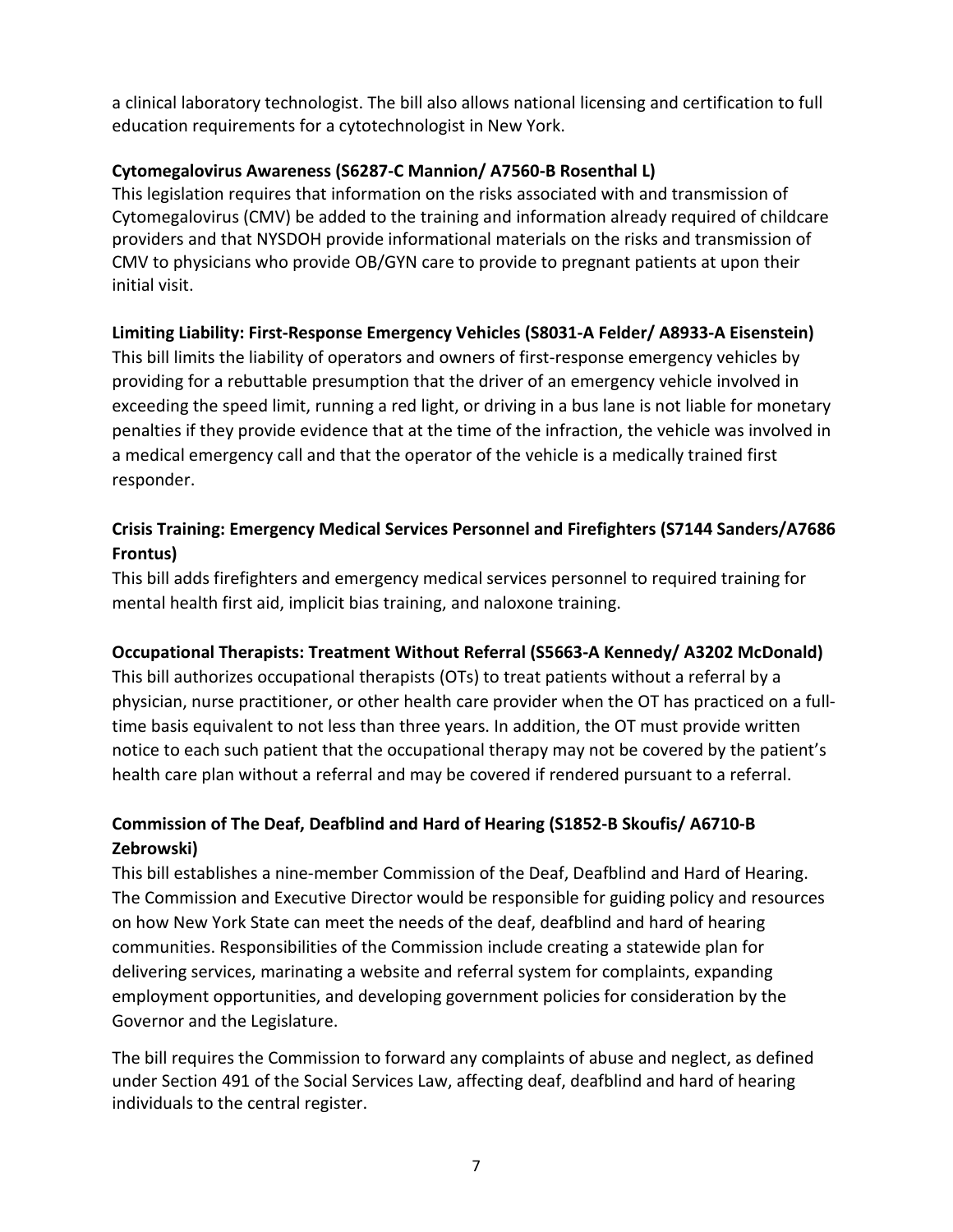a clinical laboratory technologist. The bill also allows national licensing and certification to full education requirements for a cytotechnologist in New York.

**Cytomegalovirus Awareness (S6287-C Mannion/ A7560-B Rosenthal L)**

This legislation requires that information on the risks associated with and transmission of Cytomegalovirus (CMV) be added to the training and information already required of childcare providers and that NYSDOH provide informational materials on the risks and transmission of CMV to physicians who provide OB/GYN care to provide to pregnant patients at upon their initial visit.

**Limiting Liability: First-Response Emergency Vehicles (S8031-A Felder/ A8933-A Eisenstein)**

This bill limits the liability of operators and owners of first-response emergency vehicles by providing for a rebuttable presumption that the driver of an emergency vehicle involved in exceeding the speed limit, running a red light, or driving in a bus lane is not liable for monetary penalties if they provide evidence that at the time of the infraction, the vehicle was involved in a medical emergency call and that the operator of the vehicle is a medically trained first responder.

**Crisis Training: Emergency Medical Services Personnel and Firefighters (S7144 Sanders/A7686 Frontus)**

This bill adds firefighters and emergency medical services personnel to required training for mental health first aid, implicit bias training, and naloxone training.

**Occupational Therapists: Treatment Without Referral (S5663-A Kennedy/ A3202 McDonald)**

This bill authorizes occupational therapists (OTs) to treat patients without a referral by a physician, nurse practitioner, or other health care provider when the OT has practiced on a full-time basis equivalent to not less than three years. In addition, the OT must provide written notice to each such patient that the occupational therapy may not be covered by the patient's health care plan without a referral and may be covered if rendered pursuant to a referral.

**Commission of The Deaf, Deafblind and Hard of Hearing (S1852-B Skoufis/ A6710-B Zebrowski)**

This bill establishes a nine-member Commission of the Deaf, Deafblind and Hard of Hearing. The Commission and Executive Director would be responsible for guiding policy and resources on how New York State can meet the needs of the deaf, deafblind and hard of hearing communities. Responsibilities of the Commission include creating a statewide plan for delivering services, marinating a website and referral system for complaints, expanding employment opportunities, and developing government policies for consideration by the Governor and the Legislature.

The bill requires the Commission to forward any complaints of abuse and neglect, as defined under Section 491 of the Social Services Law, affecting deaf, deafblind and hard of hearing individuals to the central register.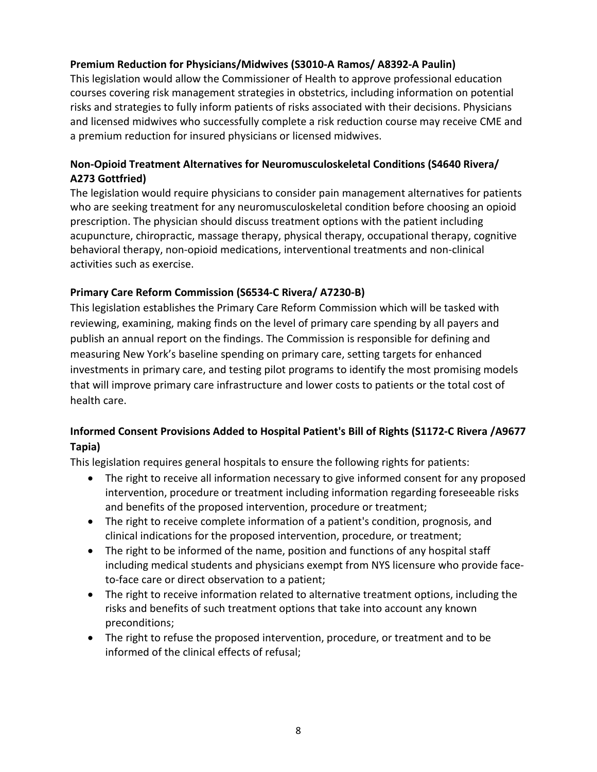**Premium Reduction for Physicians/Midwives (S3010-A Ramos/ A8392-A Paulin)**

This legislation would allow the Commissioner of Health to approve professional education courses covering risk management strategies in obstetrics, including information on potential risks and strategies to fully inform patients of risks associated with their decisions. Physicians and licensed midwives who successfully complete a risk reduction course may receive CME and a premium reduction for insured physicians or licensed midwives.

**Non-Opioid Treatment Alternatives for Neuromusculoskeletal Conditions (S4640 Rivera/ A273 Gottfried)**

The legislation would require physicians to consider pain management alternatives for patients who are seeking treatment for any neuromusculoskeletal condition before choosing an opioid prescription. The physician should discuss treatment options with the patient including acupuncture, chiropractic, massage therapy, physical therapy, occupational therapy, cognitive behavioral therapy, non-opioid medications, interventional treatments and non-clinical activities such as exercise.

**Primary Care Reform Commission (S6534-C Rivera/ A7230-B)**

This legislation establishes the Primary Care Reform Commission which will be tasked with reviewing, examining, making finds on the level of primary care spending by all payers and publish an annual report on the findings. The Commission is responsible for defining and measuring New York's baseline spending on primary care, setting targets for enhanced investments in primary care, and testing pilot programs to identify the most promising models that will improve primary care infrastructure and lower costs to patients or the total cost of health care.

**Informed Consent Provisions Added to Hospital Patient's Bill of Rights (S1172-C Rivera /A9677 Tapia)**

This legislation requires general hospitals to ensure the following rights for patients:

- The right to receive all information necessary to give informed consent for any proposed intervention, procedure or treatment including information regarding foreseeable risks and benefits of the proposed intervention, procedure or treatment;
- The right to receive complete information of a patient's condition, prognosis, and clinical indications for the proposed intervention, procedure, or treatment;
- The right to be informed of the name, position and functions of any hospital staff including medical students and physicians exempt from NYS licensure who provide face-to-face care or direct observation to a patient;
- The right to receive information related to alternative treatment options, including the risks and benefits of such treatment options that take into account any known preconditions;
- The right to refuse the proposed intervention, procedure, or treatment and to be informed of the clinical effects of refusal;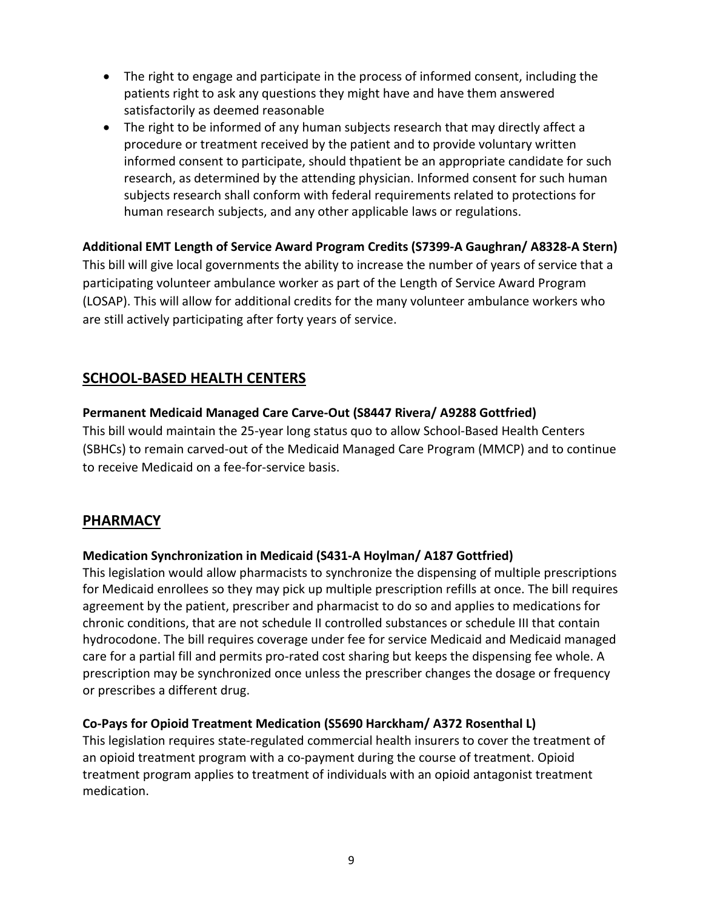- The right to engage and participate in the process of informed consent, including the patients right to ask any questions they might have and have them answered satisfactorily as deemed reasonable
- The right to be informed of any human subjects research that may directly affect a procedure or treatment received by the patient and to provide voluntary written informed consent to participate, should thpatient be an appropriate candidate for such research, as determined by the attending physician. Informed consent for such human subjects research shall conform with federal requirements related to protections for human research subjects, and any other applicable laws or regulations.

**Additional EMT Length of Service Award Program Credits (S7399-A Gaughran/ A8328-A Stern)**
This bill will give local governments the ability to increase the number of years of service that a participating volunteer ambulance worker as part of the Length of Service Award Program (LOSAP). This will allow for additional credits for the many volunteer ambulance workers who are still actively participating after forty years of service.

## SCHOOL-BASED HEALTH CENTERS

**Permanent Medicaid Managed Care Carve-Out (S8447 Rivera/ A9288 Gottfried)**
This bill would maintain the 25-year long status quo to allow School-Based Health Centers (SBHCs) to remain carved-out of the Medicaid Managed Care Program (MMCP) and to continue to receive Medicaid on a fee-for-service basis.

## PHARMACY

**Medication Synchronization in Medicaid (S431-A Hoylman/ A187 Gottfried)**
This legislation would allow pharmacists to synchronize the dispensing of multiple prescriptions for Medicaid enrollees so they may pick up multiple prescription refills at once. The bill requires agreement by the patient, prescriber and pharmacist to do so and applies to medications for chronic conditions, that are not schedule II controlled substances or schedule III that contain hydrocodone. The bill requires coverage under fee for service Medicaid and Medicaid managed care for a partial fill and permits pro-rated cost sharing but keeps the dispensing fee whole. A prescription may be synchronized once unless the prescriber changes the dosage or frequency or prescribes a different drug.

**Co-Pays for Opioid Treatment Medication (S5690 Harckham/ A372 Rosenthal L)**
This legislation requires state-regulated commercial health insurers to cover the treatment of an opioid treatment program with a co-payment during the course of treatment. Opioid treatment program applies to treatment of individuals with an opioid antagonist treatment medication.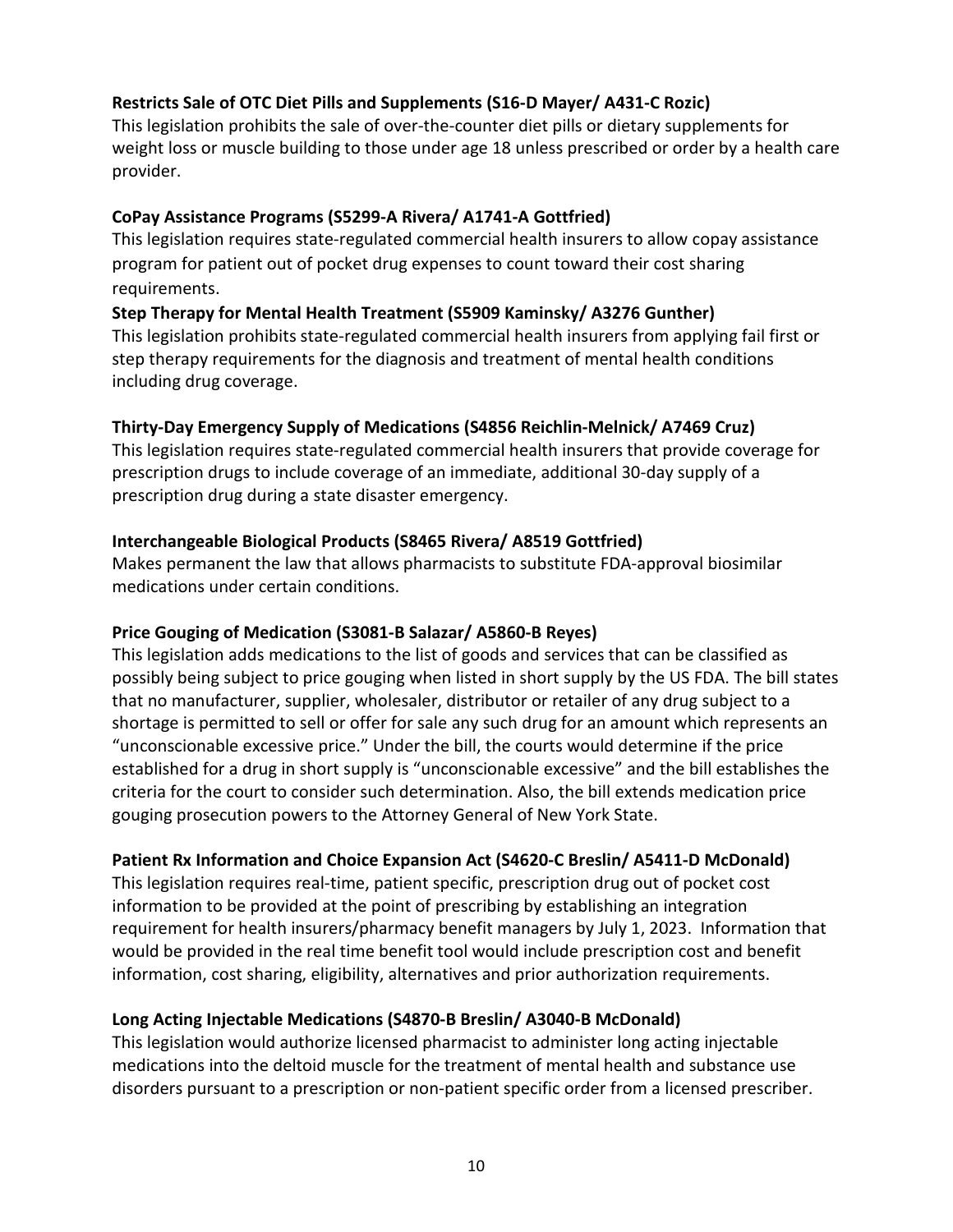**Restricts Sale of OTC Diet Pills and Supplements (S16-D Mayer/ A431-C Rozic)**
This legislation prohibits the sale of over-the-counter diet pills or dietary supplements for weight loss or muscle building to those under age 18 unless prescribed or order by a health care provider.

**CoPay Assistance Programs (S5299-A Rivera/ A1741-A Gottfried)**
This legislation requires state-regulated commercial health insurers to allow copay assistance program for patient out of pocket drug expenses to count toward their cost sharing requirements.

**Step Therapy for Mental Health Treatment (S5909 Kaminsky/ A3276 Gunther)**
This legislation prohibits state-regulated commercial health insurers from applying fail first or step therapy requirements for the diagnosis and treatment of mental health conditions including drug coverage.

**Thirty-Day Emergency Supply of Medications (S4856 Reichlin-Melnick/ A7469 Cruz)**
This legislation requires state-regulated commercial health insurers that provide coverage for prescription drugs to include coverage of an immediate, additional 30-day supply of a prescription drug during a state disaster emergency.

**Interchangeable Biological Products (S8465 Rivera/ A8519 Gottfried)**
Makes permanent the law that allows pharmacists to substitute FDA-approval biosimilar medications under certain conditions.

**Price Gouging of Medication (S3081-B Salazar/ A5860-B Reyes)**
This legislation adds medications to the list of goods and services that can be classified as possibly being subject to price gouging when listed in short supply by the US FDA. The bill states that no manufacturer, supplier, wholesaler, distributor or retailer of any drug subject to a shortage is permitted to sell or offer for sale any such drug for an amount which represents an "unconscionable excessive price." Under the bill, the courts would determine if the price established for a drug in short supply is "unconscionable excessive" and the bill establishes the criteria for the court to consider such determination. Also, the bill extends medication price gouging prosecution powers to the Attorney General of New York State.

**Patient Rx Information and Choice Expansion Act (S4620-C Breslin/ A5411-D McDonald)**
This legislation requires real-time, patient specific, prescription drug out of pocket cost information to be provided at the point of prescribing by establishing an integration requirement for health insurers/pharmacy benefit managers by July 1, 2023. Information that would be provided in the real time benefit tool would include prescription cost and benefit information, cost sharing, eligibility, alternatives and prior authorization requirements.

**Long Acting Injectable Medications (S4870-B Breslin/ A3040-B McDonald)**
This legislation would authorize licensed pharmacist to administer long acting injectable medications into the deltoid muscle for the treatment of mental health and substance use disorders pursuant to a prescription or non-patient specific order from a licensed prescriber.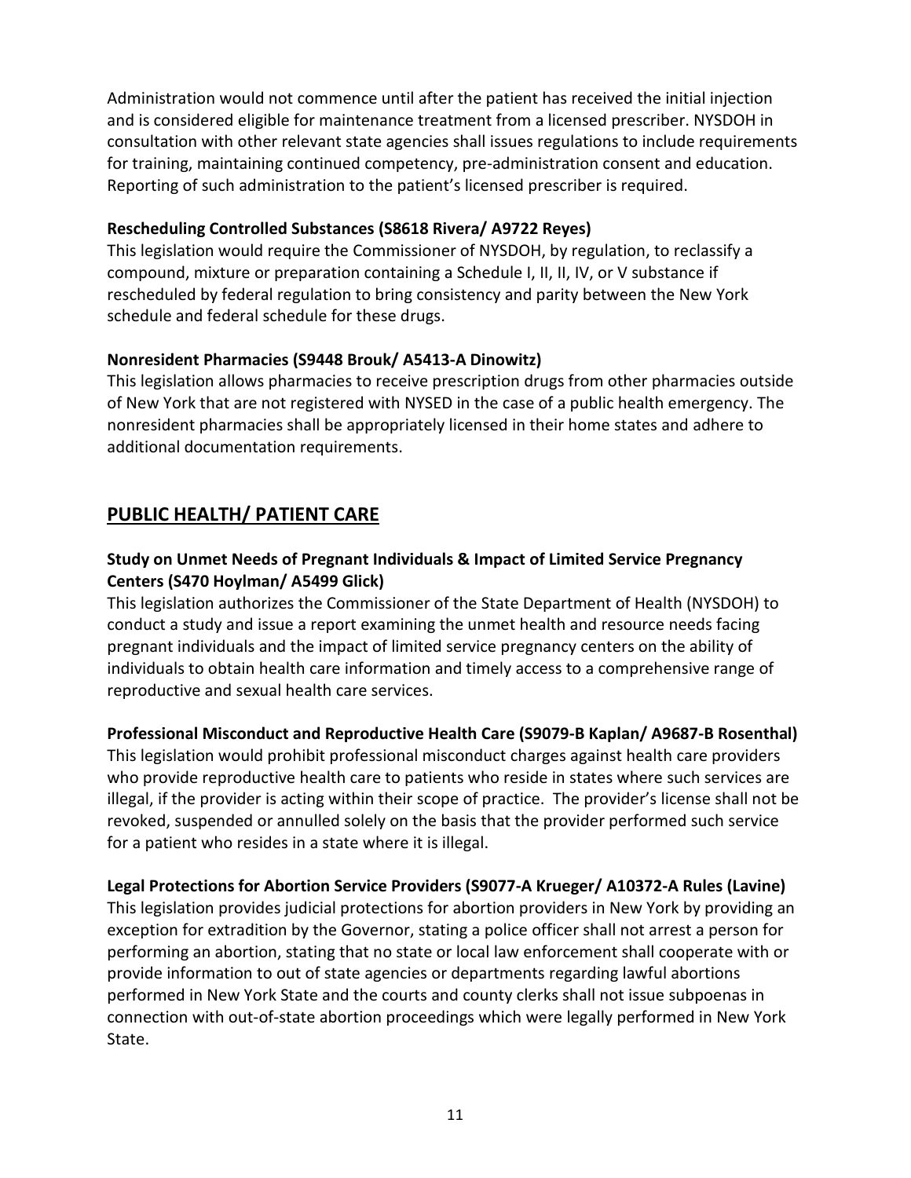Administration would not commence until after the patient has received the initial injection and is considered eligible for maintenance treatment from a licensed prescriber. NYSDOH in consultation with other relevant state agencies shall issues regulations to include requirements for training, maintaining continued competency, pre-administration consent and education. Reporting of such administration to the patient's licensed prescriber is required.

**Rescheduling Controlled Substances (S8618 Rivera/ A9722 Reyes)**
This legislation would require the Commissioner of NYSDOH, by regulation, to reclassify a compound, mixture or preparation containing a Schedule I, II, II, IV, or V substance if rescheduled by federal regulation to bring consistency and parity between the New York schedule and federal schedule for these drugs.

**Nonresident Pharmacies (S9448 Brouk/ A5413-A Dinowitz)**
This legislation allows pharmacies to receive prescription drugs from other pharmacies outside of New York that are not registered with NYSED in the case of a public health emergency. The nonresident pharmacies shall be appropriately licensed in their home states and adhere to additional documentation requirements.

## PUBLIC HEALTH/ PATIENT CARE

**Study on Unmet Needs of Pregnant Individuals & Impact of Limited Service Pregnancy Centers (S470 Hoylman/ A5499 Glick)**
This legislation authorizes the Commissioner of the State Department of Health (NYSDOH) to conduct a study and issue a report examining the unmet health and resource needs facing pregnant individuals and the impact of limited service pregnancy centers on the ability of individuals to obtain health care information and timely access to a comprehensive range of reproductive and sexual health care services.

**Professional Misconduct and Reproductive Health Care (S9079-B Kaplan/ A9687-B Rosenthal)**
This legislation would prohibit professional misconduct charges against health care providers who provide reproductive health care to patients who reside in states where such services are illegal, if the provider is acting within their scope of practice. The provider's license shall not be revoked, suspended or annulled solely on the basis that the provider performed such service for a patient who resides in a state where it is illegal.

**Legal Protections for Abortion Service Providers (S9077-A Krueger/ A10372-A Rules (Lavine)**
This legislation provides judicial protections for abortion providers in New York by providing an exception for extradition by the Governor, stating a police officer shall not arrest a person for performing an abortion, stating that no state or local law enforcement shall cooperate with or provide information to out of state agencies or departments regarding lawful abortions performed in New York State and the courts and county clerks shall not issue subpoenas in connection with out-of-state abortion proceedings which were legally performed in New York State.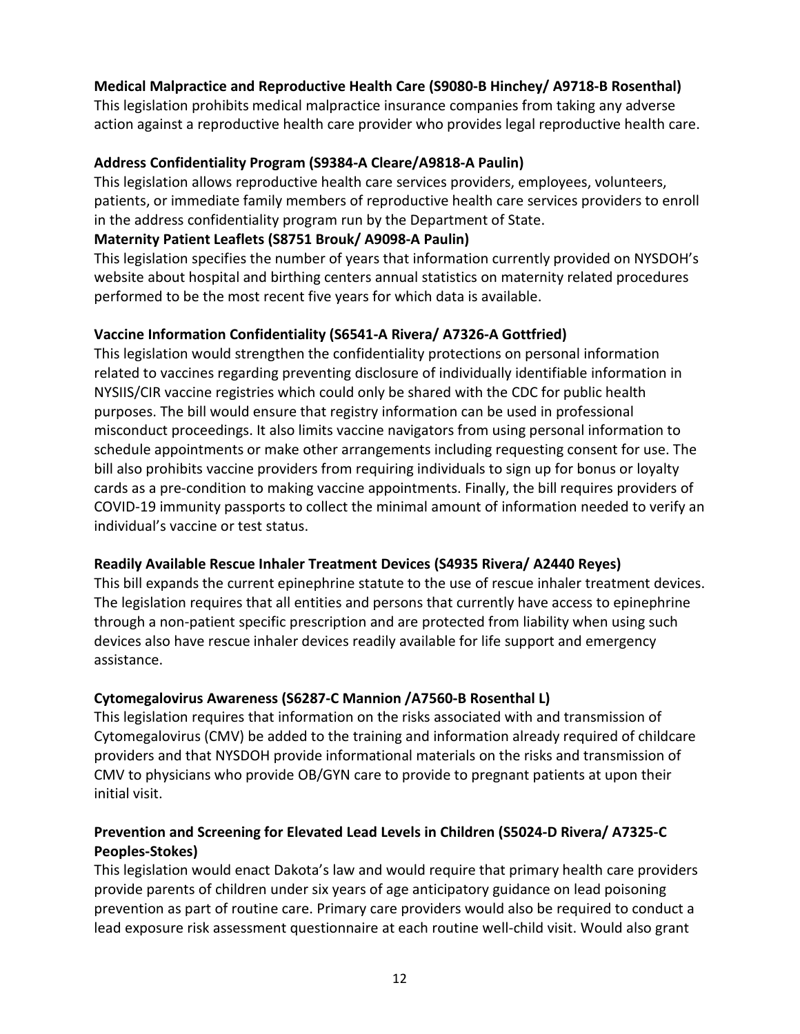**Medical Malpractice and Reproductive Health Care (S9080-B Hinchey/ A9718-B Rosenthal)**
This legislation prohibits medical malpractice insurance companies from taking any adverse action against a reproductive health care provider who provides legal reproductive health care.

**Address Confidentiality Program (S9384-A Cleare/A9818-A Paulin)**
This legislation allows reproductive health care services providers, employees, volunteers, patients, or immediate family members of reproductive health care services providers to enroll in the address confidentiality program run by the Department of State.

**Maternity Patient Leaflets (S8751 Brouk/ A9098-A Paulin)**
This legislation specifies the number of years that information currently provided on NYSDOH's website about hospital and birthing centers annual statistics on maternity related procedures performed to be the most recent five years for which data is available.

**Vaccine Information Confidentiality (S6541-A Rivera/ A7326-A Gottfried)**
This legislation would strengthen the confidentiality protections on personal information related to vaccines regarding preventing disclosure of individually identifiable information in NYSIIS/CIR vaccine registries which could only be shared with the CDC for public health purposes. The bill would ensure that registry information can be used in professional misconduct proceedings. It also limits vaccine navigators from using personal information to schedule appointments or make other arrangements including requesting consent for use. The bill also prohibits vaccine providers from requiring individuals to sign up for bonus or loyalty cards as a pre-condition to making vaccine appointments. Finally, the bill requires providers of COVID-19 immunity passports to collect the minimal amount of information needed to verify an individual's vaccine or test status.

**Readily Available Rescue Inhaler Treatment Devices (S4935 Rivera/ A2440 Reyes)**
This bill expands the current epinephrine statute to the use of rescue inhaler treatment devices. The legislation requires that all entities and persons that currently have access to epinephrine through a non-patient specific prescription and are protected from liability when using such devices also have rescue inhaler devices readily available for life support and emergency assistance.

**Cytomegalovirus Awareness (S6287-C Mannion /A7560-B Rosenthal L)**
This legislation requires that information on the risks associated with and transmission of Cytomegalovirus (CMV) be added to the training and information already required of childcare providers and that NYSDOH provide informational materials on the risks and transmission of CMV to physicians who provide OB/GYN care to provide to pregnant patients at upon their initial visit.

**Prevention and Screening for Elevated Lead Levels in Children (S5024-D Rivera/ A7325-C Peoples-Stokes)**
This legislation would enact Dakota's law and would require that primary health care providers provide parents of children under six years of age anticipatory guidance on lead poisoning prevention as part of routine care. Primary care providers would also be required to conduct a lead exposure risk assessment questionnaire at each routine well-child visit. Would also grant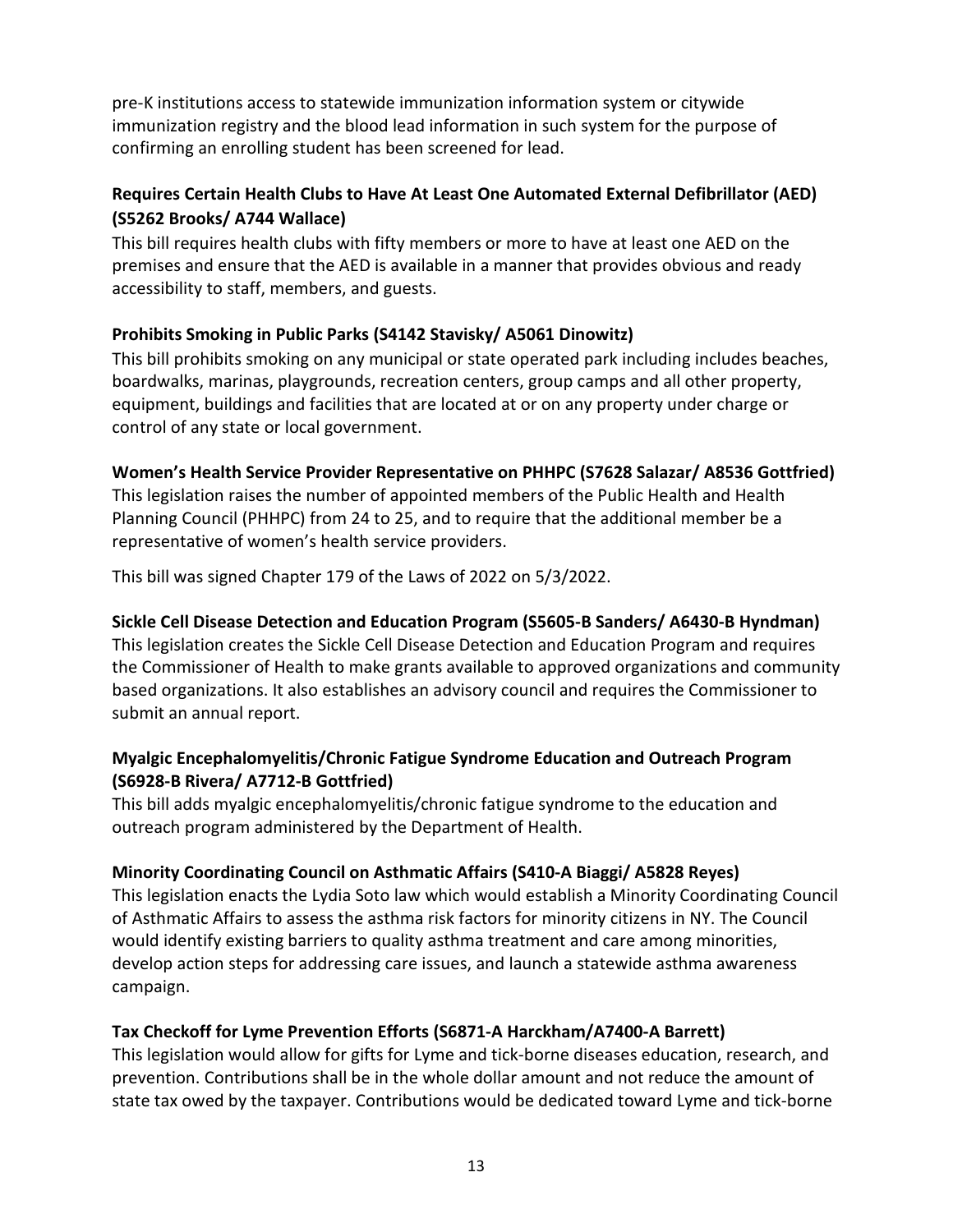pre-K institutions access to statewide immunization information system or citywide immunization registry and the blood lead information in such system for the purpose of confirming an enrolling student has been screened for lead.

**Requires Certain Health Clubs to Have At Least One Automated External Defibrillator (AED) (S5262 Brooks/ A744 Wallace)**

This bill requires health clubs with fifty members or more to have at least one AED on the premises and ensure that the AED is available in a manner that provides obvious and ready accessibility to staff, members, and guests.

**Prohibits Smoking in Public Parks (S4142 Stavisky/ A5061 Dinowitz)**

This bill prohibits smoking on any municipal or state operated park including includes beaches, boardwalks, marinas, playgrounds, recreation centers, group camps and all other property, equipment, buildings and facilities that are located at or on any property under charge or control of any state or local government.

**Women's Health Service Provider Representative on PHHPC (S7628 Salazar/ A8536 Gottfried)**

This legislation raises the number of appointed members of the Public Health and Health Planning Council (PHHPC) from 24 to 25, and to require that the additional member be a representative of women's health service providers.

This bill was signed Chapter 179 of the Laws of 2022 on 5/3/2022.

**Sickle Cell Disease Detection and Education Program (S5605-B Sanders/ A6430-B Hyndman)**

This legislation creates the Sickle Cell Disease Detection and Education Program and requires the Commissioner of Health to make grants available to approved organizations and community based organizations. It also establishes an advisory council and requires the Commissioner to submit an annual report.

**Myalgic Encephalomyelitis/Chronic Fatigue Syndrome Education and Outreach Program (S6928-B Rivera/ A7712-B Gottfried)**

This bill adds myalgic encephalomyelitis/chronic fatigue syndrome to the education and outreach program administered by the Department of Health.

**Minority Coordinating Council on Asthmatic Affairs (S410-A Biaggi/ A5828 Reyes)**

This legislation enacts the Lydia Soto law which would establish a Minority Coordinating Council of Asthmatic Affairs to assess the asthma risk factors for minority citizens in NY. The Council would identify existing barriers to quality asthma treatment and care among minorities, develop action steps for addressing care issues, and launch a statewide asthma awareness campaign.

**Tax Checkoff for Lyme Prevention Efforts (S6871-A Harckham/A7400-A Barrett)**

This legislation would allow for gifts for Lyme and tick-borne diseases education, research, and prevention. Contributions shall be in the whole dollar amount and not reduce the amount of state tax owed by the taxpayer. Contributions would be dedicated toward Lyme and tick-borne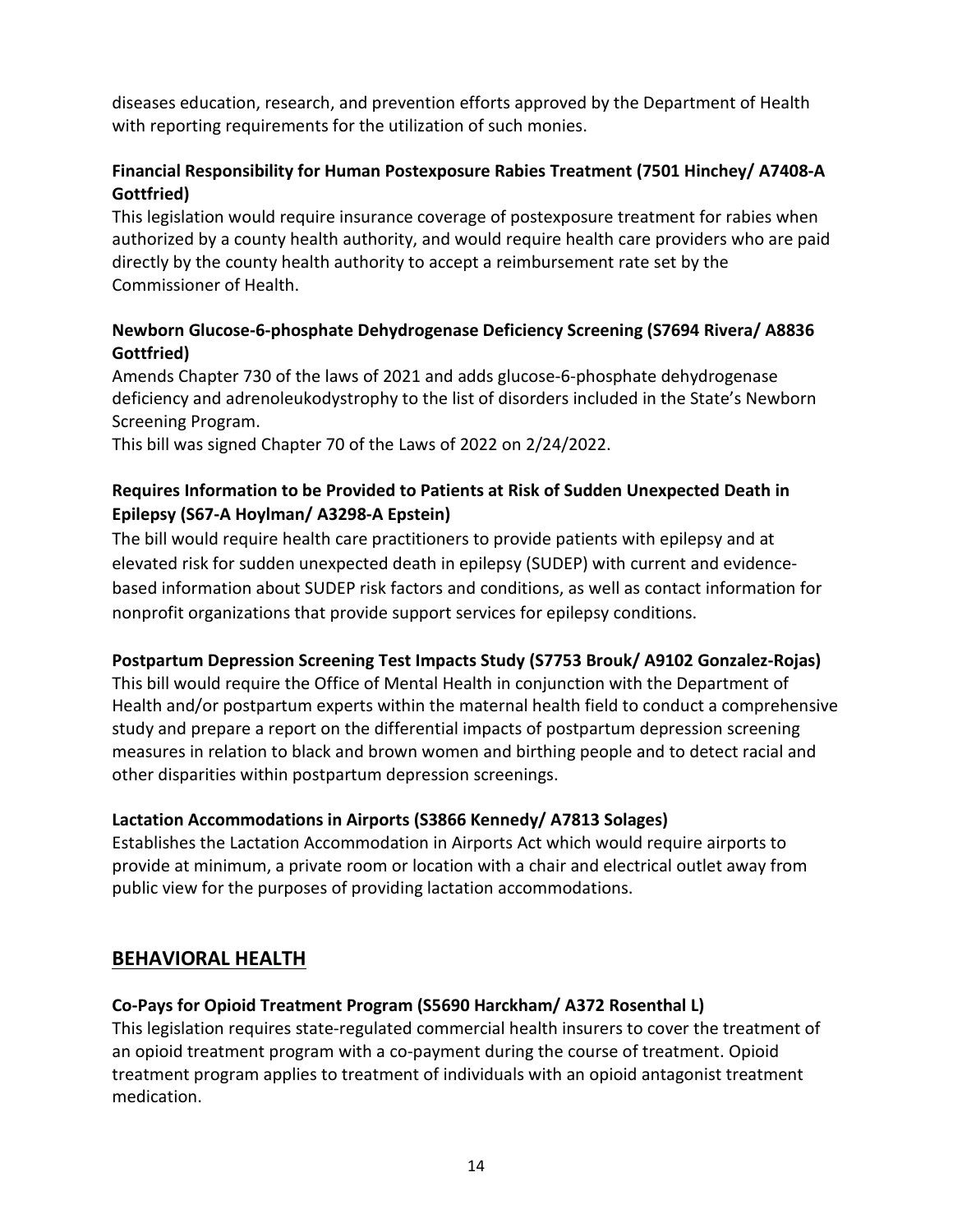diseases education, research, and prevention efforts approved by the Department of Health with reporting requirements for the utilization of such monies.

**Financial Responsibility for Human Postexposure Rabies Treatment (7501 Hinchey/ A7408-A Gottfried)**

This legislation would require insurance coverage of postexposure treatment for rabies when authorized by a county health authority, and would require health care providers who are paid directly by the county health authority to accept a reimbursement rate set by the Commissioner of Health.

**Newborn Glucose-6-phosphate Dehydrogenase Deficiency Screening (S7694 Rivera/ A8836 Gottfried)**

Amends Chapter 730 of the laws of 2021 and adds glucose-6-phosphate dehydrogenase deficiency and adrenoleukodystrophy to the list of disorders included in the State's Newborn Screening Program.

This bill was signed Chapter 70 of the Laws of 2022 on 2/24/2022.

**Requires Information to be Provided to Patients at Risk of Sudden Unexpected Death in Epilepsy (S67-A Hoylman/ A3298-A Epstein)**

The bill would require health care practitioners to provide patients with epilepsy and at elevated risk for sudden unexpected death in epilepsy (SUDEP) with current and evidence-based information about SUDEP risk factors and conditions, as well as contact information for nonprofit organizations that provide support services for epilepsy conditions.

**Postpartum Depression Screening Test Impacts Study (S7753 Brouk/ A9102 Gonzalez-Rojas)**

This bill would require the Office of Mental Health in conjunction with the Department of Health and/or postpartum experts within the maternal health field to conduct a comprehensive study and prepare a report on the differential impacts of postpartum depression screening measures in relation to black and brown women and birthing people and to detect racial and other disparities within postpartum depression screenings.

**Lactation Accommodations in Airports (S3866 Kennedy/ A7813 Solages)**

Establishes the Lactation Accommodation in Airports Act which would require airports to provide at minimum, a private room or location with a chair and electrical outlet away from public view for the purposes of providing lactation accommodations.

## BEHAVIORAL HEALTH

**Co-Pays for Opioid Treatment Program (S5690 Harckham/ A372 Rosenthal L)**

This legislation requires state-regulated commercial health insurers to cover the treatment of an opioid treatment program with a co-payment during the course of treatment. Opioid treatment program applies to treatment of individuals with an opioid antagonist treatment medication.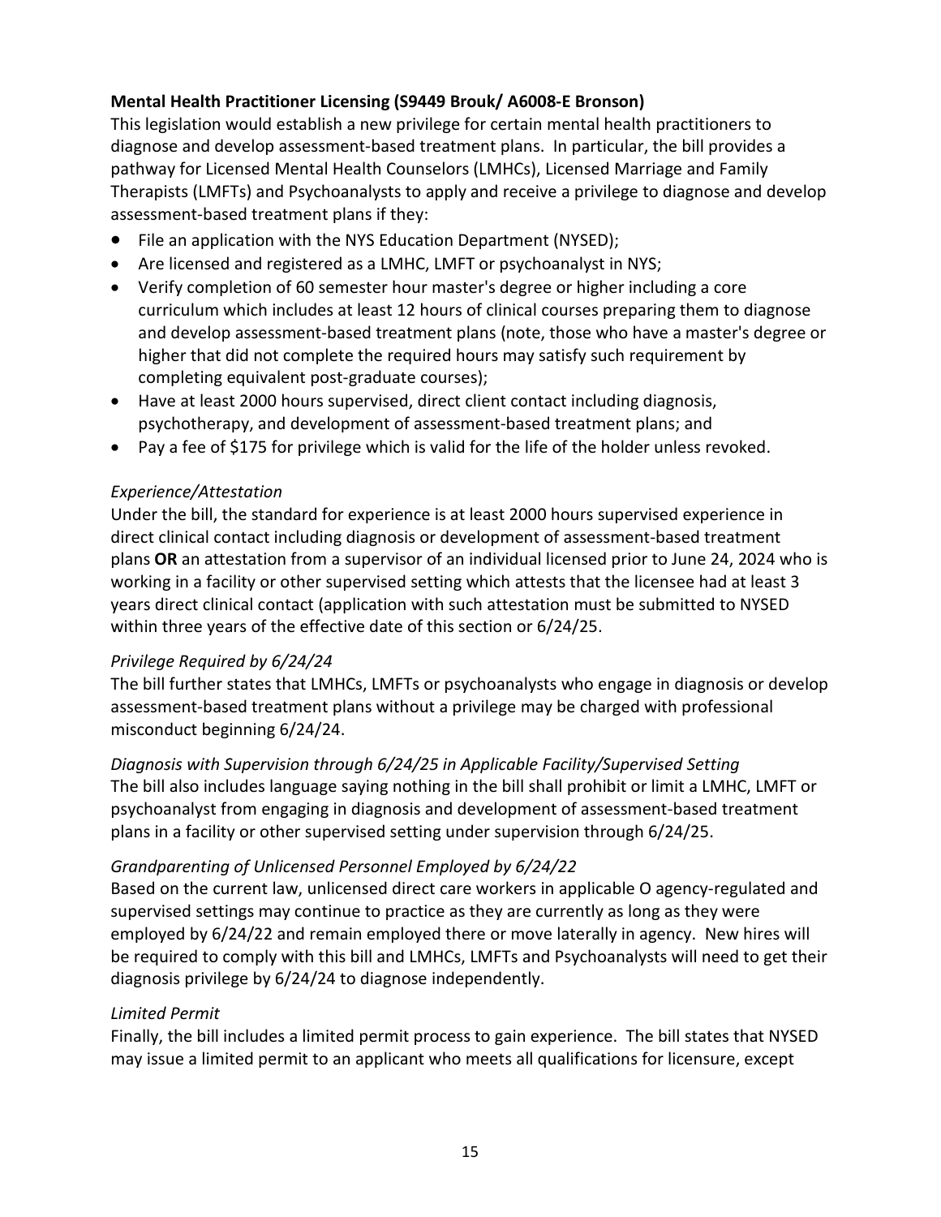**Mental Health Practitioner Licensing (S9449 Brouk/ A6008-E Bronson)**

This legislation would establish a new privilege for certain mental health practitioners to diagnose and develop assessment-based treatment plans. In particular, the bill provides a pathway for Licensed Mental Health Counselors (LMHCs), Licensed Marriage and Family Therapists (LMFTs) and Psychoanalysts to apply and receive a privilege to diagnose and develop assessment-based treatment plans if they:

- File an application with the NYS Education Department (NYSED);
- Are licensed and registered as a LMHC, LMFT or psychoanalyst in NYS;
- Verify completion of 60 semester hour master's degree or higher including a core curriculum which includes at least 12 hours of clinical courses preparing them to diagnose and develop assessment-based treatment plans (note, those who have a master's degree or higher that did not complete the required hours may satisfy such requirement by completing equivalent post-graduate courses);
- Have at least 2000 hours supervised, direct client contact including diagnosis, psychotherapy, and development of assessment-based treatment plans; and
- Pay a fee of $175 for privilege which is valid for the life of the holder unless revoked.

*Experience/Attestation*

Under the bill, the standard for experience is at least 2000 hours supervised experience in direct clinical contact including diagnosis or development of assessment-based treatment plans **OR** an attestation from a supervisor of an individual licensed prior to June 24, 2024 who is working in a facility or other supervised setting which attests that the licensee had at least 3 years direct clinical contact (application with such attestation must be submitted to NYSED within three years of the effective date of this section or 6/24/25.

*Privilege Required by 6/24/24*

The bill further states that LMHCs, LMFTs or psychoanalysts who engage in diagnosis or develop assessment-based treatment plans without a privilege may be charged with professional misconduct beginning 6/24/24.

*Diagnosis with Supervision through 6/24/25 in Applicable Facility/Supervised Setting*

The bill also includes language saying nothing in the bill shall prohibit or limit a LMHC, LMFT or psychoanalyst from engaging in diagnosis and development of assessment-based treatment plans in a facility or other supervised setting under supervision through 6/24/25.

*Grandparenting of Unlicensed Personnel Employed by 6/24/22*

Based on the current law, unlicensed direct care workers in applicable O agency-regulated and supervised settings may continue to practice as they are currently as long as they were employed by 6/24/22 and remain employed there or move laterally in agency. New hires will be required to comply with this bill and LMHCs, LMFTs and Psychoanalysts will need to get their diagnosis privilege by 6/24/24 to diagnose independently.

*Limited Permit*

Finally, the bill includes a limited permit process to gain experience. The bill states that NYSED may issue a limited permit to an applicant who meets all qualifications for licensure, except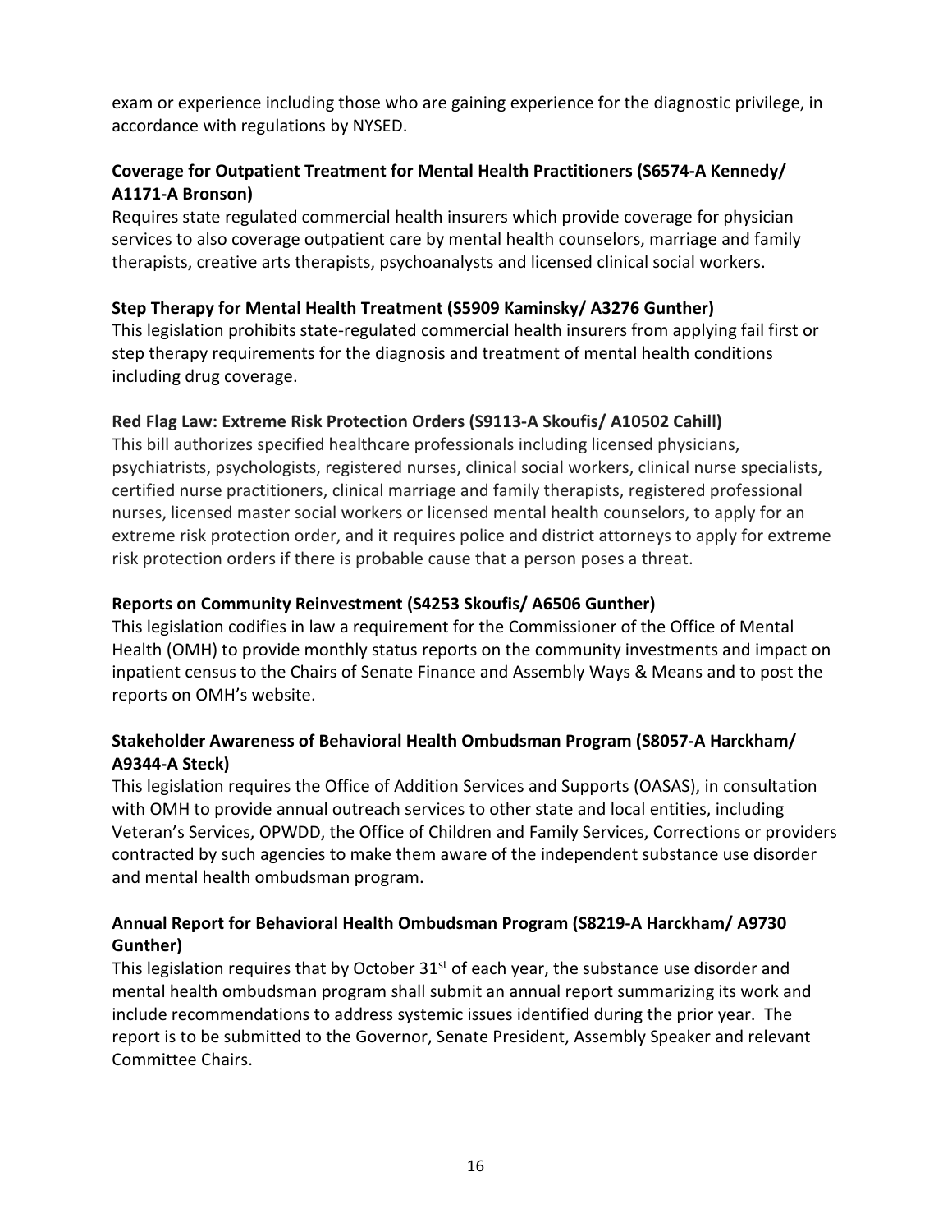exam or experience including those who are gaining experience for the diagnostic privilege, in accordance with regulations by NYSED.

**Coverage for Outpatient Treatment for Mental Health Practitioners (S6574-A Kennedy/ A1171-A Bronson)**

Requires state regulated commercial health insurers which provide coverage for physician services to also coverage outpatient care by mental health counselors, marriage and family therapists, creative arts therapists, psychoanalysts and licensed clinical social workers.

**Step Therapy for Mental Health Treatment (S5909 Kaminsky/ A3276 Gunther)**

This legislation prohibits state-regulated commercial health insurers from applying fail first or step therapy requirements for the diagnosis and treatment of mental health conditions including drug coverage.

**Red Flag Law: Extreme Risk Protection Orders (S9113-A Skoufis/ A10502 Cahill)**

This bill authorizes specified healthcare professionals including licensed physicians, psychiatrists, psychologists, registered nurses, clinical social workers, clinical nurse specialists, certified nurse practitioners, clinical marriage and family therapists, registered professional nurses, licensed master social workers or licensed mental health counselors, to apply for an extreme risk protection order, and it requires police and district attorneys to apply for extreme risk protection orders if there is probable cause that a person poses a threat.

**Reports on Community Reinvestment (S4253 Skoufis/ A6506 Gunther)**

This legislation codifies in law a requirement for the Commissioner of the Office of Mental Health (OMH) to provide monthly status reports on the community investments and impact on inpatient census to the Chairs of Senate Finance and Assembly Ways & Means and to post the reports on OMH's website.

**Stakeholder Awareness of Behavioral Health Ombudsman Program (S8057-A Harckham/ A9344-A Steck)**

This legislation requires the Office of Addition Services and Supports (OASAS), in consultation with OMH to provide annual outreach services to other state and local entities, including Veteran's Services, OPWDD, the Office of Children and Family Services, Corrections or providers contracted by such agencies to make them aware of the independent substance use disorder and mental health ombudsman program.

**Annual Report for Behavioral Health Ombudsman Program (S8219-A Harckham/ A9730 Gunther)**

This legislation requires that by October 31st of each year, the substance use disorder and mental health ombudsman program shall submit an annual report summarizing its work and include recommendations to address systemic issues identified during the prior year. The report is to be submitted to the Governor, Senate President, Assembly Speaker and relevant Committee Chairs.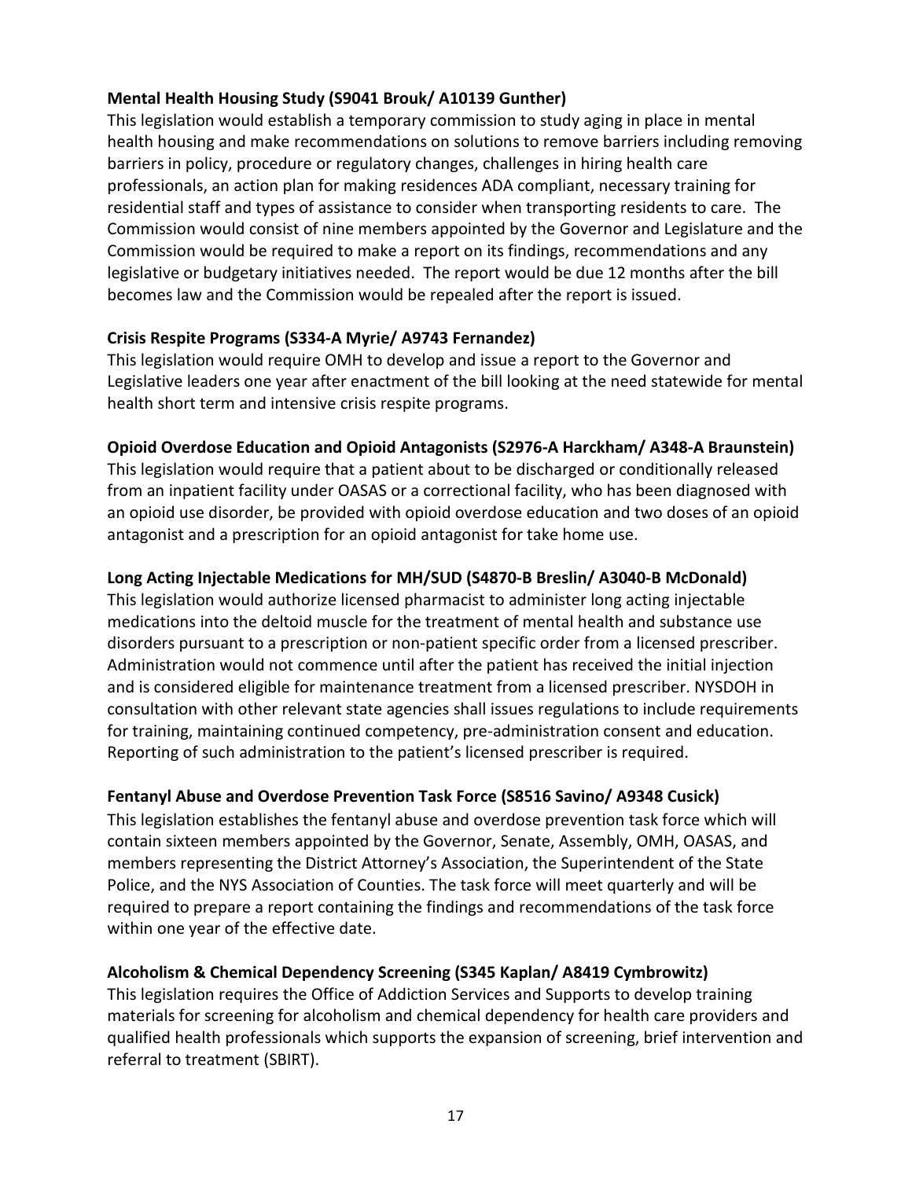**Mental Health Housing Study (S9041 Brouk/ A10139 Gunther)**

This legislation would establish a temporary commission to study aging in place in mental health housing and make recommendations on solutions to remove barriers including removing barriers in policy, procedure or regulatory changes, challenges in hiring health care professionals, an action plan for making residences ADA compliant, necessary training for residential staff and types of assistance to consider when transporting residents to care. The Commission would consist of nine members appointed by the Governor and Legislature and the Commission would be required to make a report on its findings, recommendations and any legislative or budgetary initiatives needed. The report would be due 12 months after the bill becomes law and the Commission would be repealed after the report is issued.

**Crisis Respite Programs (S334-A Myrie/ A9743 Fernandez)**

This legislation would require OMH to develop and issue a report to the Governor and Legislative leaders one year after enactment of the bill looking at the need statewide for mental health short term and intensive crisis respite programs.

**Opioid Overdose Education and Opioid Antagonists (S2976-A Harckham/ A348-A Braunstein)**

This legislation would require that a patient about to be discharged or conditionally released from an inpatient facility under OASAS or a correctional facility, who has been diagnosed with an opioid use disorder, be provided with opioid overdose education and two doses of an opioid antagonist and a prescription for an opioid antagonist for take home use.

**Long Acting Injectable Medications for MH/SUD (S4870-B Breslin/ A3040-B McDonald)**

This legislation would authorize licensed pharmacist to administer long acting injectable medications into the deltoid muscle for the treatment of mental health and substance use disorders pursuant to a prescription or non-patient specific order from a licensed prescriber. Administration would not commence until after the patient has received the initial injection and is considered eligible for maintenance treatment from a licensed prescriber. NYSDOH in consultation with other relevant state agencies shall issues regulations to include requirements for training, maintaining continued competency, pre-administration consent and education. Reporting of such administration to the patient's licensed prescriber is required.

**Fentanyl Abuse and Overdose Prevention Task Force (S8516 Savino/ A9348 Cusick)**

This legislation establishes the fentanyl abuse and overdose prevention task force which will contain sixteen members appointed by the Governor, Senate, Assembly, OMH, OASAS, and members representing the District Attorney's Association, the Superintendent of the State Police, and the NYS Association of Counties. The task force will meet quarterly and will be required to prepare a report containing the findings and recommendations of the task force within one year of the effective date.

**Alcoholism & Chemical Dependency Screening (S345 Kaplan/ A8419 Cymbrowitz)**

This legislation requires the Office of Addiction Services and Supports to develop training materials for screening for alcoholism and chemical dependency for health care providers and qualified health professionals which supports the expansion of screening, brief intervention and referral to treatment (SBIRT).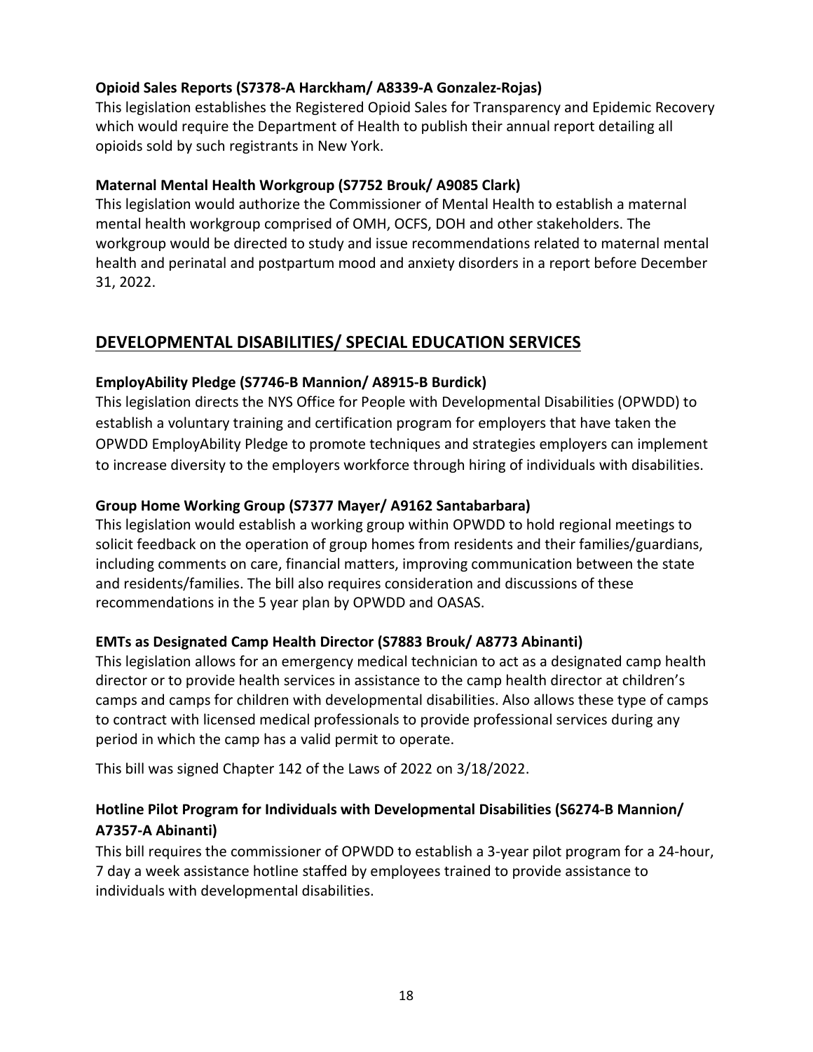**Opioid Sales Reports (S7378-A Harckham/ A8339-A Gonzalez-Rojas)**

This legislation establishes the Registered Opioid Sales for Transparency and Epidemic Recovery which would require the Department of Health to publish their annual report detailing all opioids sold by such registrants in New York.

**Maternal Mental Health Workgroup (S7752 Brouk/ A9085 Clark)**

This legislation would authorize the Commissioner of Mental Health to establish a maternal mental health workgroup comprised of OMH, OCFS, DOH and other stakeholders. The workgroup would be directed to study and issue recommendations related to maternal mental health and perinatal and postpartum mood and anxiety disorders in a report before December 31, 2022.

## DEVELOPMENTAL DISABILITIES/ SPECIAL EDUCATION SERVICES

**EmployAbility Pledge (S7746-B Mannion/ A8915-B Burdick)**

This legislation directs the NYS Office for People with Developmental Disabilities (OPWDD) to establish a voluntary training and certification program for employers that have taken the OPWDD EmployAbility Pledge to promote techniques and strategies employers can implement to increase diversity to the employers workforce through hiring of individuals with disabilities.

**Group Home Working Group (S7377 Mayer/ A9162 Santabarbara)**

This legislation would establish a working group within OPWDD to hold regional meetings to solicit feedback on the operation of group homes from residents and their families/guardians, including comments on care, financial matters, improving communication between the state and residents/families. The bill also requires consideration and discussions of these recommendations in the 5 year plan by OPWDD and OASAS.

**EMTs as Designated Camp Health Director (S7883 Brouk/ A8773 Abinanti)**

This legislation allows for an emergency medical technician to act as a designated camp health director or to provide health services in assistance to the camp health director at children's camps and camps for children with developmental disabilities. Also allows these type of camps to contract with licensed medical professionals to provide professional services during any period in which the camp has a valid permit to operate.

This bill was signed Chapter 142 of the Laws of 2022 on 3/18/2022.

**Hotline Pilot Program for Individuals with Developmental Disabilities (S6274-B Mannion/ A7357-A Abinanti)**

This bill requires the commissioner of OPWDD to establish a 3-year pilot program for a 24-hour, 7 day a week assistance hotline staffed by employees trained to provide assistance to individuals with developmental disabilities.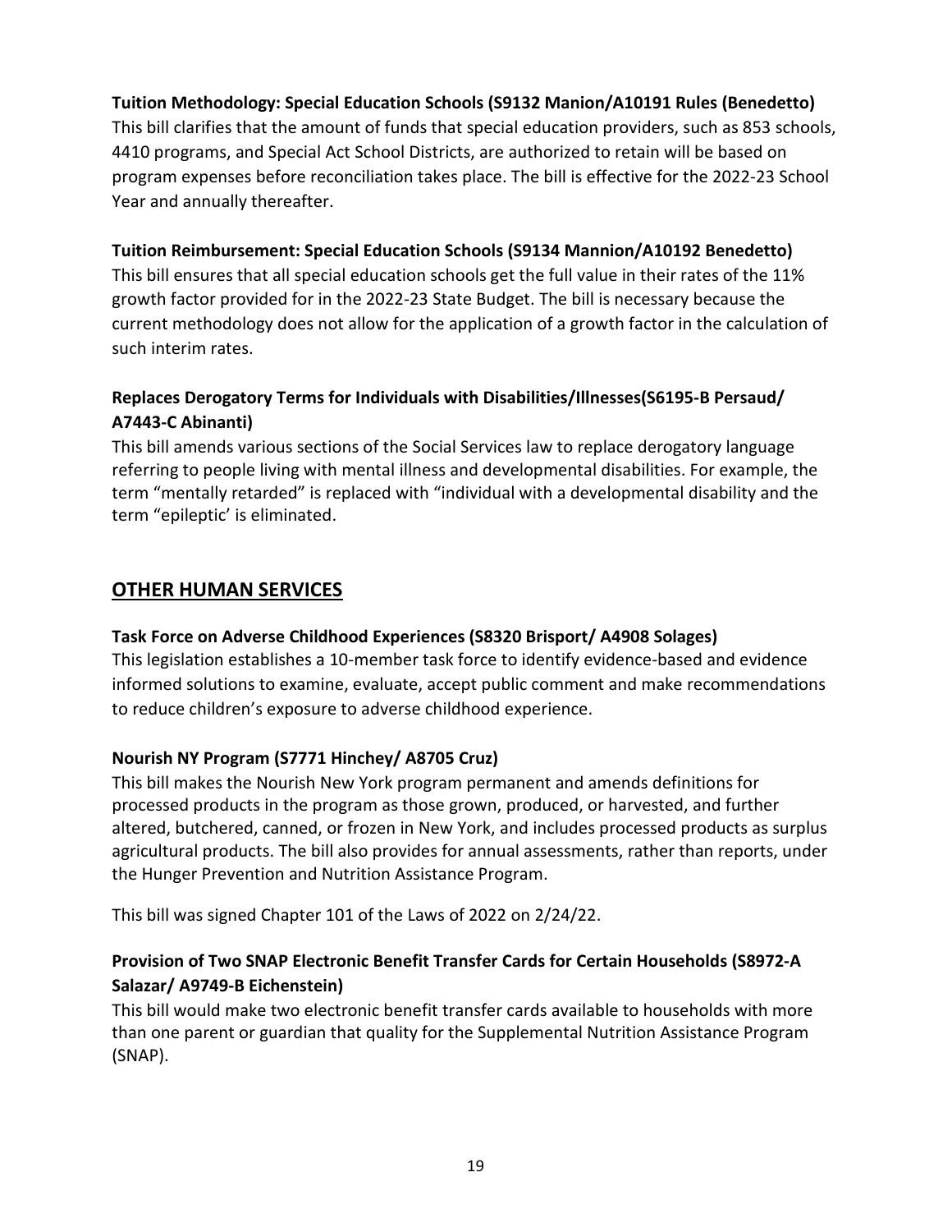**Tuition Methodology: Special Education Schools (S9132 Manion/A10191 Rules (Benedetto)**

This bill clarifies that the amount of funds that special education providers, such as 853 schools, 4410 programs, and Special Act School Districts, are authorized to retain will be based on program expenses before reconciliation takes place. The bill is effective for the 2022-23 School Year and annually thereafter.

**Tuition Reimbursement: Special Education Schools (S9134 Mannion/A10192 Benedetto)**

This bill ensures that all special education schools get the full value in their rates of the 11% growth factor provided for in the 2022-23 State Budget. The bill is necessary because the current methodology does not allow for the application of a growth factor in the calculation of such interim rates.

**Replaces Derogatory Terms for Individuals with Disabilities/Illnesses(S6195-B Persaud/ A7443-C Abinanti)**

This bill amends various sections of the Social Services law to replace derogatory language referring to people living with mental illness and developmental disabilities. For example, the term "mentally retarded" is replaced with "individual with a developmental disability and the term "epileptic' is eliminated.

## OTHER HUMAN SERVICES

**Task Force on Adverse Childhood Experiences (S8320 Brisport/ A4908 Solages)**

This legislation establishes a 10-member task force to identify evidence-based and evidence informed solutions to examine, evaluate, accept public comment and make recommendations to reduce children's exposure to adverse childhood experience.

**Nourish NY Program (S7771 Hinchey/ A8705 Cruz)**

This bill makes the Nourish New York program permanent and amends definitions for processed products in the program as those grown, produced, or harvested, and further altered, butchered, canned, or frozen in New York, and includes processed products as surplus agricultural products. The bill also provides for annual assessments, rather than reports, under the Hunger Prevention and Nutrition Assistance Program.

This bill was signed Chapter 101 of the Laws of 2022 on 2/24/22.

**Provision of Two SNAP Electronic Benefit Transfer Cards for Certain Households (S8972-A Salazar/ A9749-B Eichenstein)**

This bill would make two electronic benefit transfer cards available to households with more than one parent or guardian that quality for the Supplemental Nutrition Assistance Program (SNAP).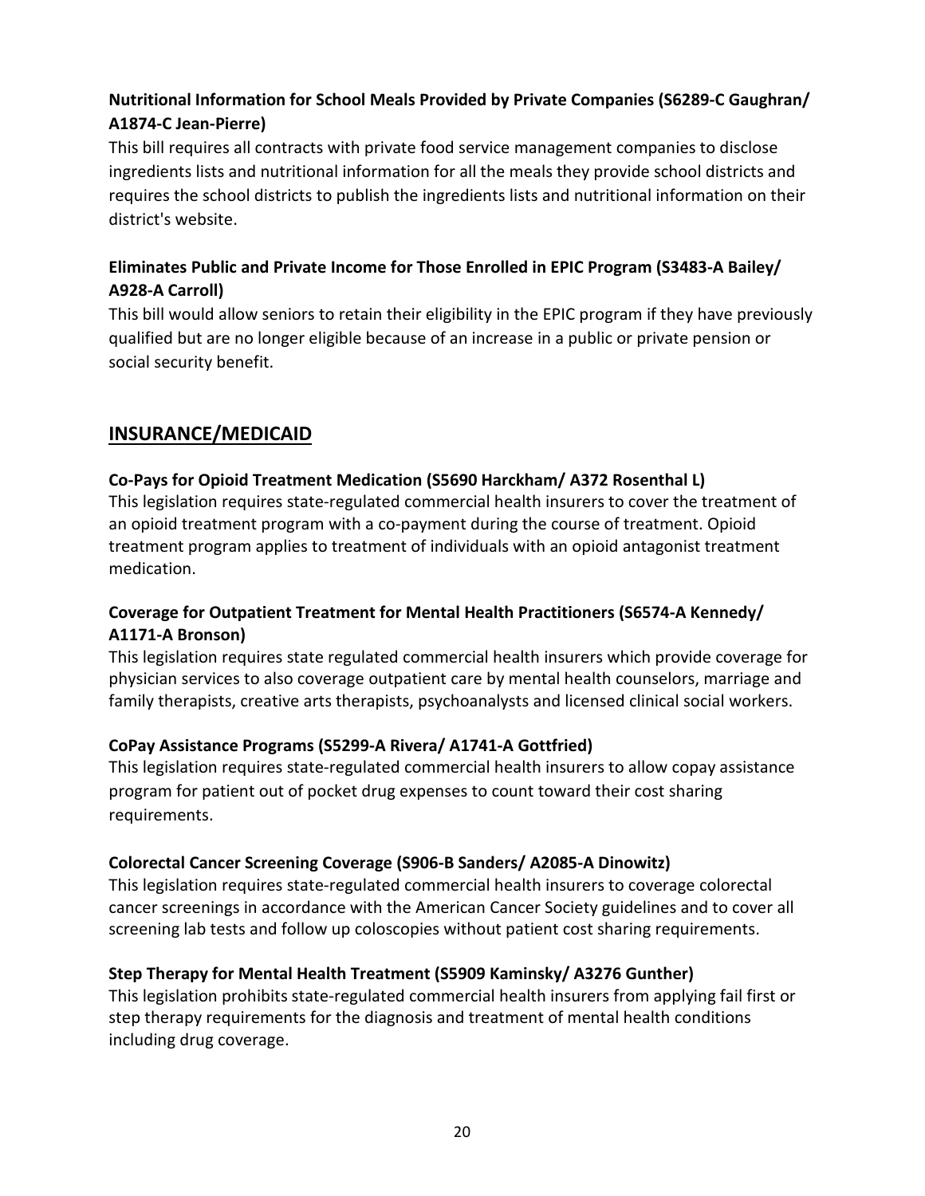**Nutritional Information for School Meals Provided by Private Companies (S6289-C Gaughran/ A1874-C Jean-Pierre)**

This bill requires all contracts with private food service management companies to disclose ingredients lists and nutritional information for all the meals they provide school districts and requires the school districts to publish the ingredients lists and nutritional information on their district's website.

**Eliminates Public and Private Income for Those Enrolled in EPIC Program (S3483-A Bailey/ A928-A Carroll)**

This bill would allow seniors to retain their eligibility in the EPIC program if they have previously qualified but are no longer eligible because of an increase in a public or private pension or social security benefit.

## INSURANCE/MEDICAID

**Co-Pays for Opioid Treatment Medication (S5690 Harckham/ A372 Rosenthal L)**

This legislation requires state-regulated commercial health insurers to cover the treatment of an opioid treatment program with a co-payment during the course of treatment. Opioid treatment program applies to treatment of individuals with an opioid antagonist treatment medication.

**Coverage for Outpatient Treatment for Mental Health Practitioners (S6574-A Kennedy/ A1171-A Bronson)**

This legislation requires state regulated commercial health insurers which provide coverage for physician services to also coverage outpatient care by mental health counselors, marriage and family therapists, creative arts therapists, psychoanalysts and licensed clinical social workers.

**CoPay Assistance Programs (S5299-A Rivera/ A1741-A Gottfried)**

This legislation requires state-regulated commercial health insurers to allow copay assistance program for patient out of pocket drug expenses to count toward their cost sharing requirements.

**Colorectal Cancer Screening Coverage (S906-B Sanders/ A2085-A Dinowitz)**

This legislation requires state-regulated commercial health insurers to coverage colorectal cancer screenings in accordance with the American Cancer Society guidelines and to cover all screening lab tests and follow up coloscopies without patient cost sharing requirements.

**Step Therapy for Mental Health Treatment (S5909 Kaminsky/ A3276 Gunther)**

This legislation prohibits state-regulated commercial health insurers from applying fail first or step therapy requirements for the diagnosis and treatment of mental health conditions including drug coverage.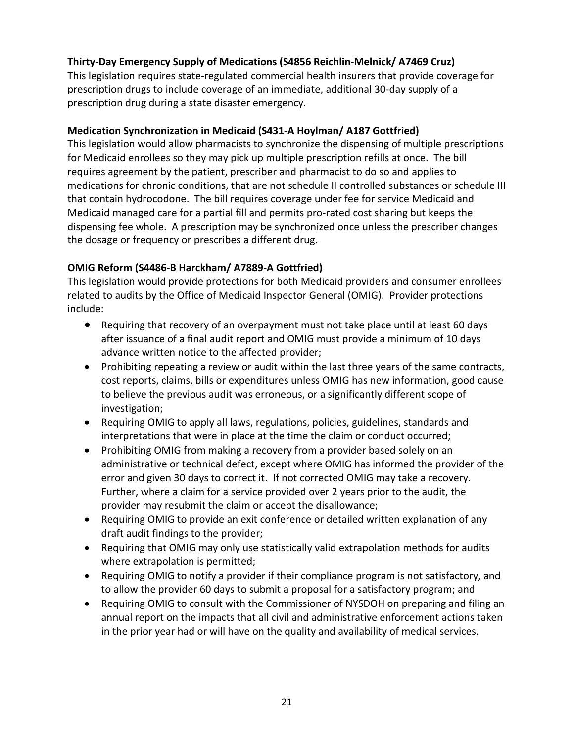**Thirty-Day Emergency Supply of Medications (S4856 Reichlin-Melnick/ A7469 Cruz)**

This legislation requires state-regulated commercial health insurers that provide coverage for prescription drugs to include coverage of an immediate, additional 30-day supply of a prescription drug during a state disaster emergency.

**Medication Synchronization in Medicaid (S431-A Hoylman/ A187 Gottfried)**

This legislation would allow pharmacists to synchronize the dispensing of multiple prescriptions for Medicaid enrollees so they may pick up multiple prescription refills at once. The bill requires agreement by the patient, prescriber and pharmacist to do so and applies to medications for chronic conditions, that are not schedule II controlled substances or schedule III that contain hydrocodone. The bill requires coverage under fee for service Medicaid and Medicaid managed care for a partial fill and permits pro-rated cost sharing but keeps the dispensing fee whole. A prescription may be synchronized once unless the prescriber changes the dosage or frequency or prescribes a different drug.

**OMIG Reform (S4486-B Harckham/ A7889-A Gottfried)**

This legislation would provide protections for both Medicaid providers and consumer enrollees related to audits by the Office of Medicaid Inspector General (OMIG). Provider protections include:

- Requiring that recovery of an overpayment must not take place until at least 60 days after issuance of a final audit report and OMIG must provide a minimum of 10 days advance written notice to the affected provider;
- Prohibiting repeating a review or audit within the last three years of the same contracts, cost reports, claims, bills or expenditures unless OMIG has new information, good cause to believe the previous audit was erroneous, or a significantly different scope of investigation;
- Requiring OMIG to apply all laws, regulations, policies, guidelines, standards and interpretations that were in place at the time the claim or conduct occurred;
- Prohibiting OMIG from making a recovery from a provider based solely on an administrative or technical defect, except where OMIG has informed the provider of the error and given 30 days to correct it. If not corrected OMIG may take a recovery. Further, where a claim for a service provided over 2 years prior to the audit, the provider may resubmit the claim or accept the disallowance;
- Requiring OMIG to provide an exit conference or detailed written explanation of any draft audit findings to the provider;
- Requiring that OMIG may only use statistically valid extrapolation methods for audits where extrapolation is permitted;
- Requiring OMIG to notify a provider if their compliance program is not satisfactory, and to allow the provider 60 days to submit a proposal for a satisfactory program; and
- Requiring OMIG to consult with the Commissioner of NYSDOH on preparing and filing an annual report on the impacts that all civil and administrative enforcement actions taken in the prior year had or will have on the quality and availability of medical services.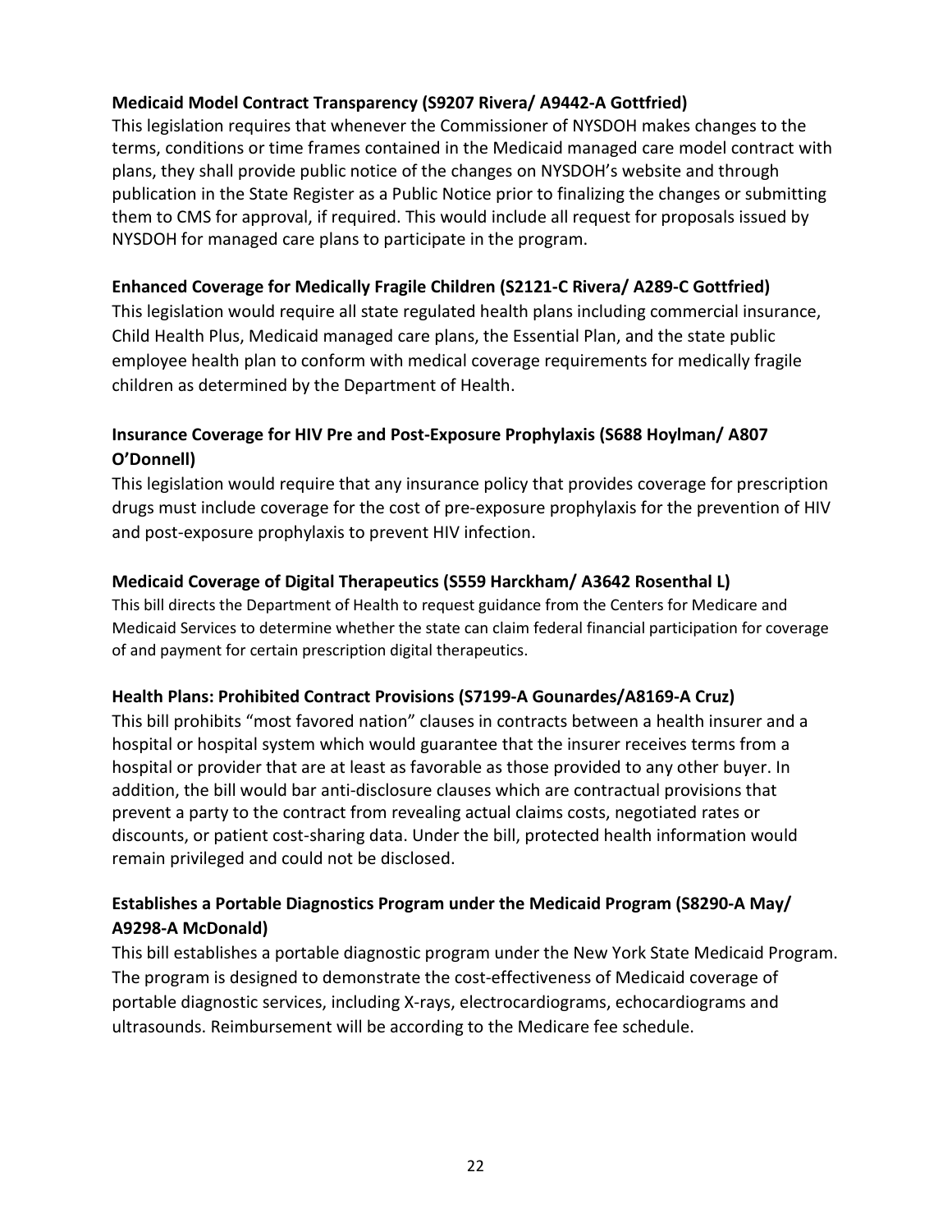**Medicaid Model Contract Transparency (S9207 Rivera/ A9442-A Gottfried)**

This legislation requires that whenever the Commissioner of NYSDOH makes changes to the terms, conditions or time frames contained in the Medicaid managed care model contract with plans, they shall provide public notice of the changes on NYSDOH's website and through publication in the State Register as a Public Notice prior to finalizing the changes or submitting them to CMS for approval, if required. This would include all request for proposals issued by NYSDOH for managed care plans to participate in the program.

**Enhanced Coverage for Medically Fragile Children (S2121-C Rivera/ A289-C Gottfried)**

This legislation would require all state regulated health plans including commercial insurance, Child Health Plus, Medicaid managed care plans, the Essential Plan, and the state public employee health plan to conform with medical coverage requirements for medically fragile children as determined by the Department of Health.

**Insurance Coverage for HIV Pre and Post-Exposure Prophylaxis (S688 Hoylman/ A807 O'Donnell)**

This legislation would require that any insurance policy that provides coverage for prescription drugs must include coverage for the cost of pre-exposure prophylaxis for the prevention of HIV and post-exposure prophylaxis to prevent HIV infection.

**Medicaid Coverage of Digital Therapeutics (S559 Harckham/ A3642 Rosenthal L)**

This bill directs the Department of Health to request guidance from the Centers for Medicare and Medicaid Services to determine whether the state can claim federal financial participation for coverage of and payment for certain prescription digital therapeutics.

**Health Plans: Prohibited Contract Provisions (S7199-A Gounardes/A8169-A Cruz)**

This bill prohibits "most favored nation" clauses in contracts between a health insurer and a hospital or hospital system which would guarantee that the insurer receives terms from a hospital or provider that are at least as favorable as those provided to any other buyer. In addition, the bill would bar anti-disclosure clauses which are contractual provisions that prevent a party to the contract from revealing actual claims costs, negotiated rates or discounts, or patient cost-sharing data. Under the bill, protected health information would remain privileged and could not be disclosed.

**Establishes a Portable Diagnostics Program under the Medicaid Program (S8290-A May/ A9298-A McDonald)**

This bill establishes a portable diagnostic program under the New York State Medicaid Program. The program is designed to demonstrate the cost-effectiveness of Medicaid coverage of portable diagnostic services, including X-rays, electrocardiograms, echocardiograms and ultrasounds. Reimbursement will be according to the Medicare fee schedule.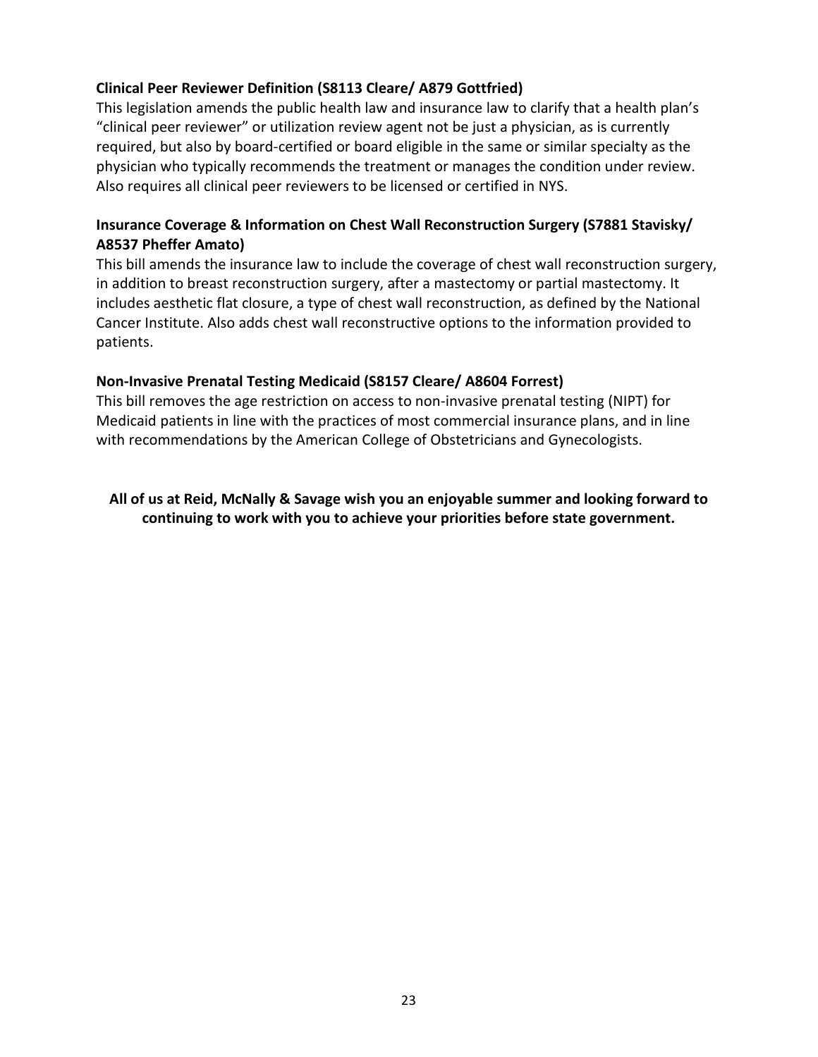**Clinical Peer Reviewer Definition (S8113 Cleare/ A879 Gottfried)**

This legislation amends the public health law and insurance law to clarify that a health plan's "clinical peer reviewer" or utilization review agent not be just a physician, as is currently required, but also by board-certified or board eligible in the same or similar specialty as the physician who typically recommends the treatment or manages the condition under review. Also requires all clinical peer reviewers to be licensed or certified in NYS.

**Insurance Coverage & Information on Chest Wall Reconstruction Surgery (S7881 Stavisky/ A8537 Pheffer Amato)**

This bill amends the insurance law to include the coverage of chest wall reconstruction surgery, in addition to breast reconstruction surgery, after a mastectomy or partial mastectomy. It includes aesthetic flat closure, a type of chest wall reconstruction, as defined by the National Cancer Institute. Also adds chest wall reconstructive options to the information provided to patients.

**Non-Invasive Prenatal Testing Medicaid (S8157 Cleare/ A8604 Forrest)**

This bill removes the age restriction on access to non-invasive prenatal testing (NIPT) for Medicaid patients in line with the practices of most commercial insurance plans, and in line with recommendations by the American College of Obstetricians and Gynecologists.

**All of us at Reid, McNally & Savage wish you an enjoyable summer and looking forward to continuing to work with you to achieve your priorities before state government.**